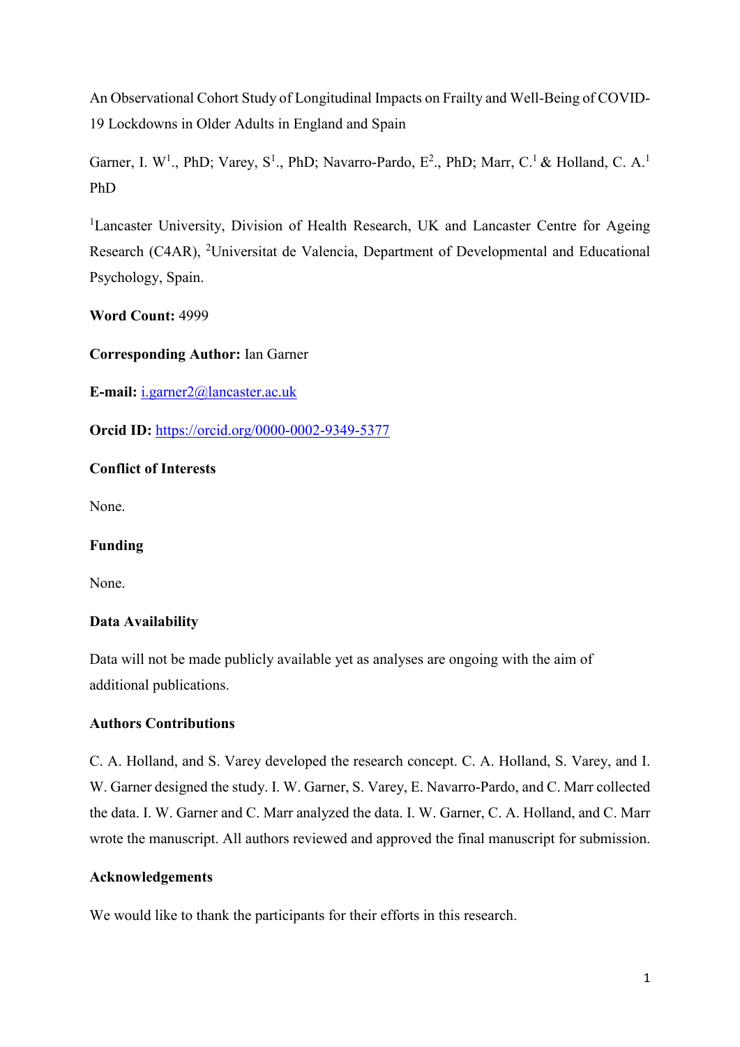An Observational Cohort Study of Longitudinal Impacts on Frailty and Well-Being of COVID-19 Lockdowns in Older Adults in England and Spain

Garner, I. W[1]., PhD; Varey, S[1]., PhD; Navarro-Pardo, E[2]., PhD; Marr, C.[1] & Holland, C. A.[1] PhD

[1]Lancaster University, Division of Health Research, UK and Lancaster Centre for Ageing Research (C4AR), [2]Universitat de Valencia, Department of Developmental and Educational Psychology, Spain.

**Word Count:** 4999

**Corresponding Author:** Ian Garner

**E-mail:** i.garner2@lancaster.ac.uk

**Orcid ID:** https://orcid.org/0000-0002-9349-5377

**Conflict of Interests**

None.

**Funding**

None.

**Data Availability**

Data will not be made publicly available yet as analyses are ongoing with the aim of additional publications.

**Authors Contributions**

C. A. Holland, and S. Varey developed the research concept. C. A. Holland, S. Varey, and I. W. Garner designed the study. I. W. Garner, S. Varey, E. Navarro-Pardo, and C. Marr collected the data. I. W. Garner and C. Marr analyzed the data. I. W. Garner, C. A. Holland, and C. Marr wrote the manuscript. All authors reviewed and approved the final manuscript for submission.

**Acknowledgements**

We would like to thank the participants for their efforts in this research.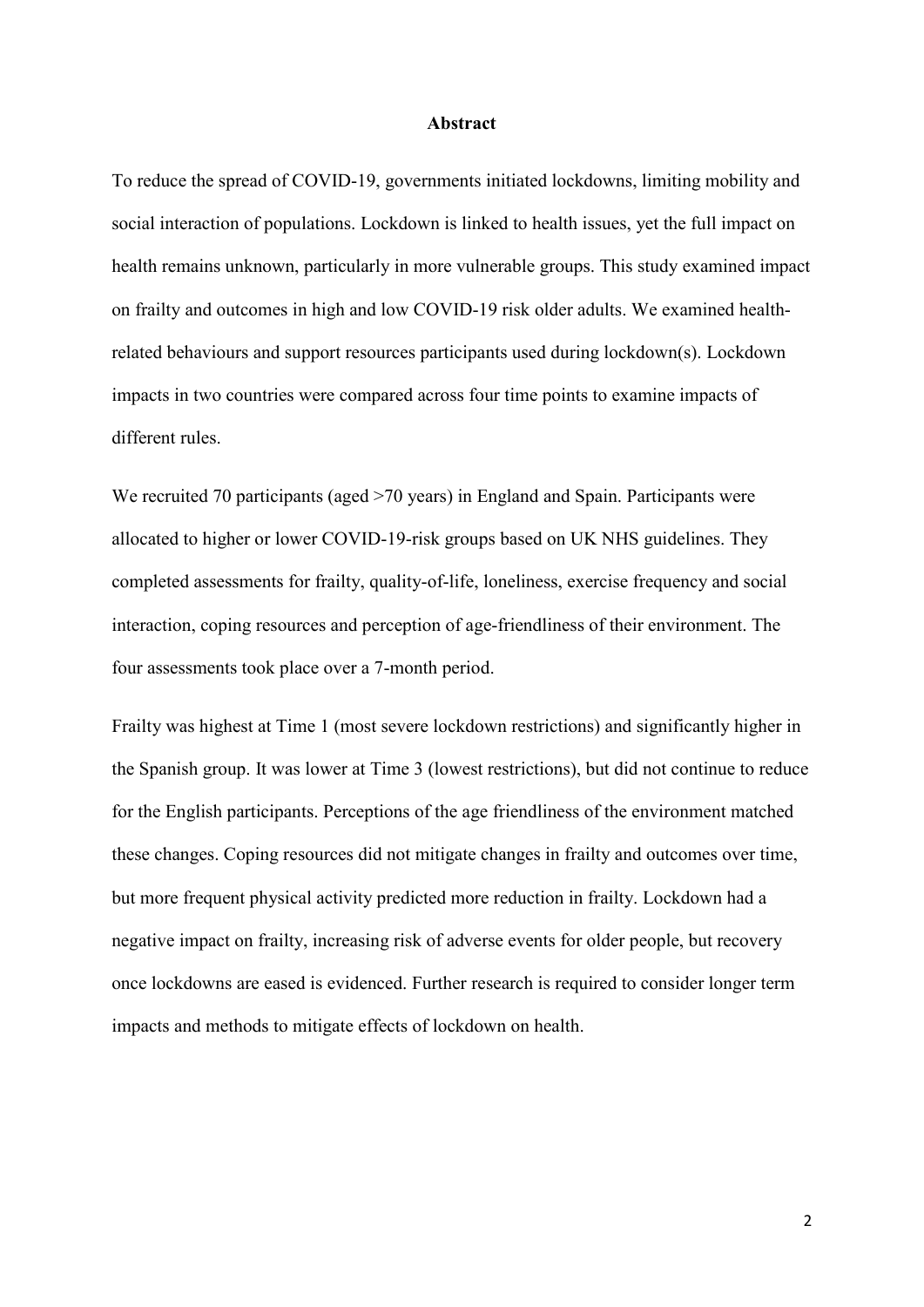## Abstract

To reduce the spread of COVID-19, governments initiated lockdowns, limiting mobility and social interaction of populations. Lockdown is linked to health issues, yet the full impact on health remains unknown, particularly in more vulnerable groups. This study examined impact on frailty and outcomes in high and low COVID-19 risk older adults. We examined health-related behaviours and support resources participants used during lockdown(s). Lockdown impacts in two countries were compared across four time points to examine impacts of different rules.

We recruited 70 participants (aged >70 years) in England and Spain. Participants were allocated to higher or lower COVID-19-risk groups based on UK NHS guidelines. They completed assessments for frailty, quality-of-life, loneliness, exercise frequency and social interaction, coping resources and perception of age-friendliness of their environment. The four assessments took place over a 7-month period.

Frailty was highest at Time 1 (most severe lockdown restrictions) and significantly higher in the Spanish group. It was lower at Time 3 (lowest restrictions), but did not continue to reduce for the English participants. Perceptions of the age friendliness of the environment matched these changes. Coping resources did not mitigate changes in frailty and outcomes over time, but more frequent physical activity predicted more reduction in frailty. Lockdown had a negative impact on frailty, increasing risk of adverse events for older people, but recovery once lockdowns are eased is evidenced. Further research is required to consider longer term impacts and methods to mitigate effects of lockdown on health.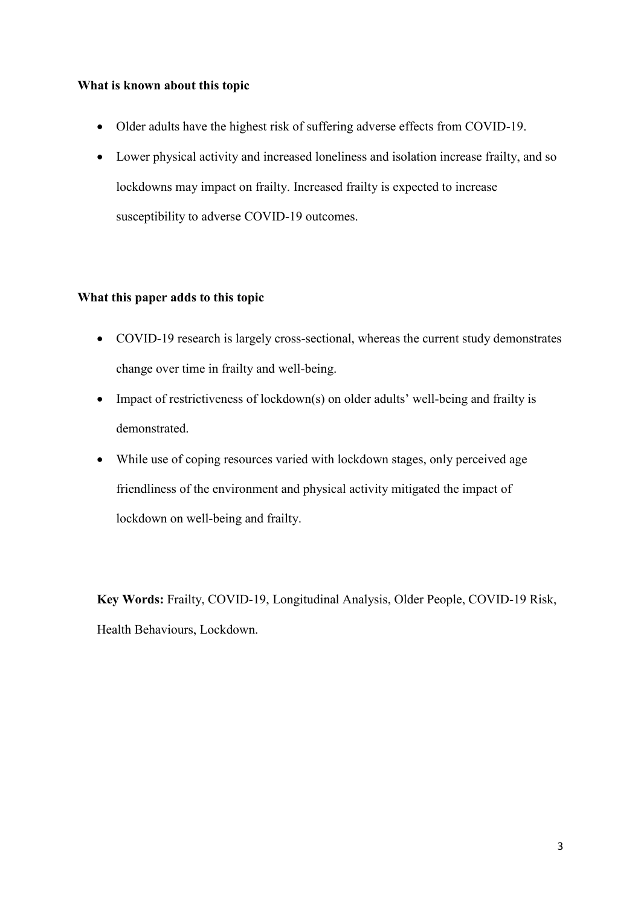**What is known about this topic**

- Older adults have the highest risk of suffering adverse effects from COVID-19.
- Lower physical activity and increased loneliness and isolation increase frailty, and so lockdowns may impact on frailty. Increased frailty is expected to increase susceptibility to adverse COVID-19 outcomes.

**What this paper adds to this topic**

- COVID-19 research is largely cross-sectional, whereas the current study demonstrates change over time in frailty and well-being.
- Impact of restrictiveness of lockdown(s) on older adults' well-being and frailty is demonstrated.
- While use of coping resources varied with lockdown stages, only perceived age friendliness of the environment and physical activity mitigated the impact of lockdown on well-being and frailty.

**Key Words:** Frailty, COVID-19, Longitudinal Analysis, Older People, COVID-19 Risk, Health Behaviours, Lockdown.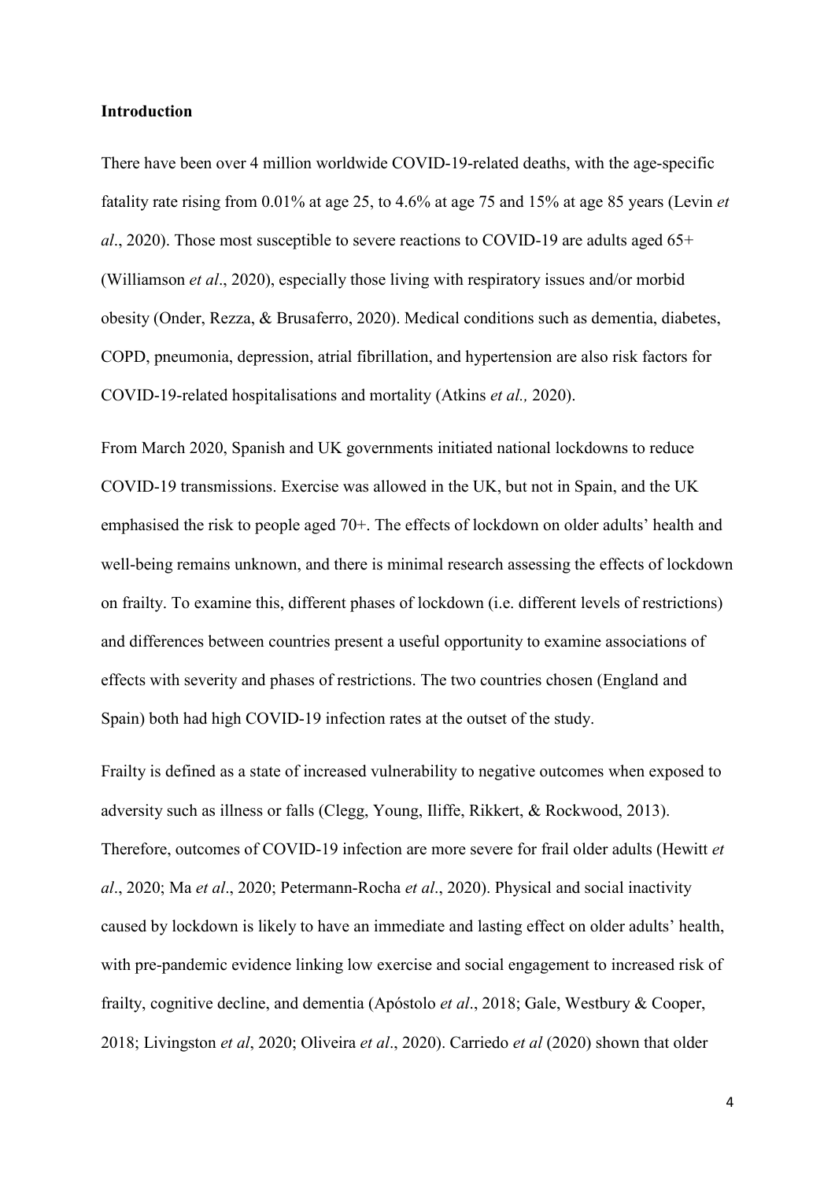**Introduction**

There have been over 4 million worldwide COVID-19-related deaths, with the age-specific fatality rate rising from 0.01% at age 25, to 4.6% at age 75 and 15% at age 85 years (Levin *et al*., 2020). Those most susceptible to severe reactions to COVID-19 are adults aged 65+ (Williamson *et al*., 2020), especially those living with respiratory issues and/or morbid obesity (Onder, Rezza, & Brusaferro, 2020). Medical conditions such as dementia, diabetes, COPD, pneumonia, depression, atrial fibrillation, and hypertension are also risk factors for COVID-19-related hospitalisations and mortality (Atkins *et al.,* 2020).

From March 2020, Spanish and UK governments initiated national lockdowns to reduce COVID-19 transmissions. Exercise was allowed in the UK, but not in Spain, and the UK emphasised the risk to people aged 70+. The effects of lockdown on older adults' health and well-being remains unknown, and there is minimal research assessing the effects of lockdown on frailty. To examine this, different phases of lockdown (i.e. different levels of restrictions) and differences between countries present a useful opportunity to examine associations of effects with severity and phases of restrictions. The two countries chosen (England and Spain) both had high COVID-19 infection rates at the outset of the study.

Frailty is defined as a state of increased vulnerability to negative outcomes when exposed to adversity such as illness or falls (Clegg, Young, Iliffe, Rikkert, & Rockwood, 2013). Therefore, outcomes of COVID-19 infection are more severe for frail older adults (Hewitt *et al*., 2020; Ma *et al*., 2020; Petermann-Rocha *et al*., 2020). Physical and social inactivity caused by lockdown is likely to have an immediate and lasting effect on older adults' health, with pre-pandemic evidence linking low exercise and social engagement to increased risk of frailty, cognitive decline, and dementia (Apóstolo *et al*., 2018; Gale, Westbury & Cooper, 2018; Livingston *et al*, 2020; Oliveira *et al*., 2020). Carriedo *et al* (2020) shown that older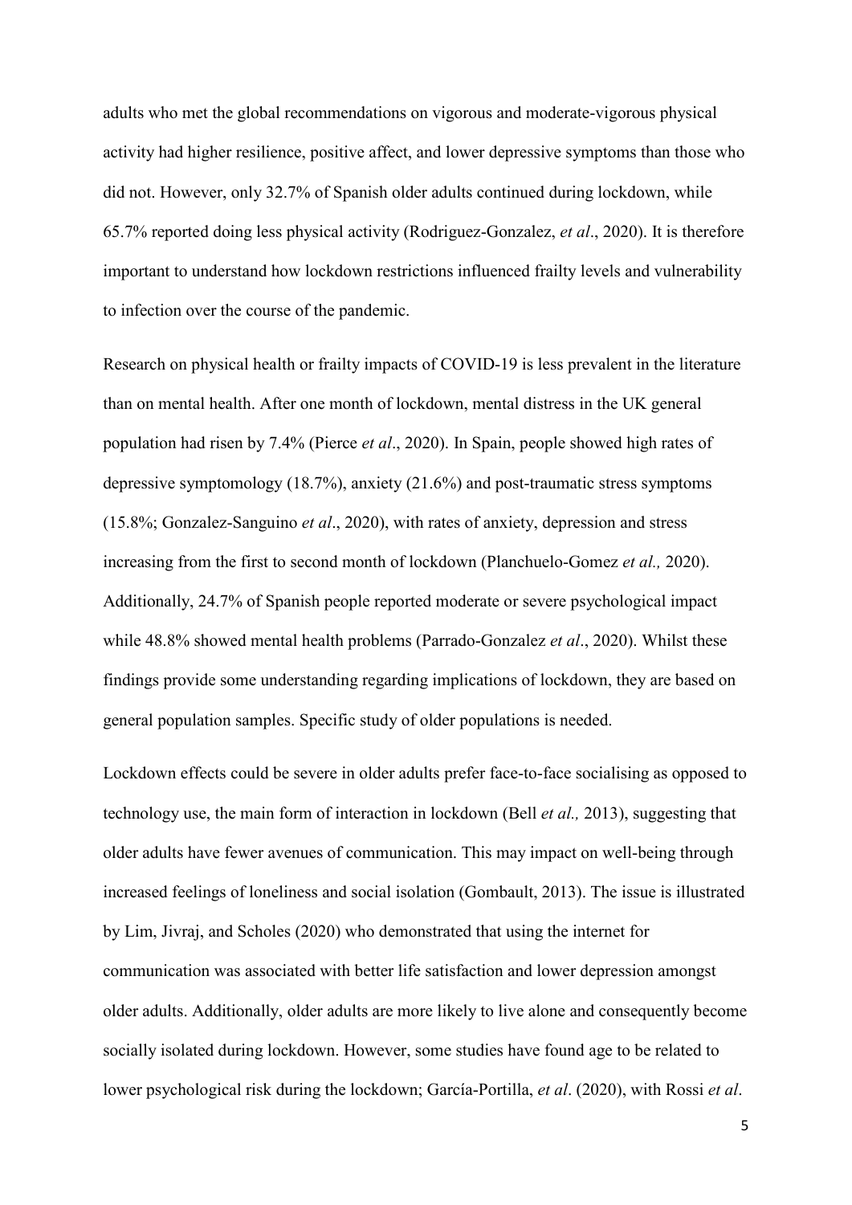adults who met the global recommendations on vigorous and moderate-vigorous physical activity had higher resilience, positive affect, and lower depressive symptoms than those who did not. However, only 32.7% of Spanish older adults continued during lockdown, while 65.7% reported doing less physical activity (Rodriguez-Gonzalez, *et al*., 2020). It is therefore important to understand how lockdown restrictions influenced frailty levels and vulnerability to infection over the course of the pandemic.

Research on physical health or frailty impacts of COVID-19 is less prevalent in the literature than on mental health. After one month of lockdown, mental distress in the UK general population had risen by 7.4% (Pierce *et al*., 2020). In Spain, people showed high rates of depressive symptomology (18.7%), anxiety (21.6%) and post-traumatic stress symptoms (15.8%; Gonzalez-Sanguino *et al*., 2020), with rates of anxiety, depression and stress increasing from the first to second month of lockdown (Planchuelo-Gomez *et al.,* 2020). Additionally, 24.7% of Spanish people reported moderate or severe psychological impact while 48.8% showed mental health problems (Parrado-Gonzalez *et al*., 2020). Whilst these findings provide some understanding regarding implications of lockdown, they are based on general population samples. Specific study of older populations is needed.

Lockdown effects could be severe in older adults prefer face-to-face socialising as opposed to technology use, the main form of interaction in lockdown (Bell *et al.,* 2013), suggesting that older adults have fewer avenues of communication. This may impact on well-being through increased feelings of loneliness and social isolation (Gombault, 2013). The issue is illustrated by Lim, Jivraj, and Scholes (2020) who demonstrated that using the internet for communication was associated with better life satisfaction and lower depression amongst older adults. Additionally, older adults are more likely to live alone and consequently become socially isolated during lockdown. However, some studies have found age to be related to lower psychological risk during the lockdown; García-Portilla, *et al*. (2020), with Rossi *et al*.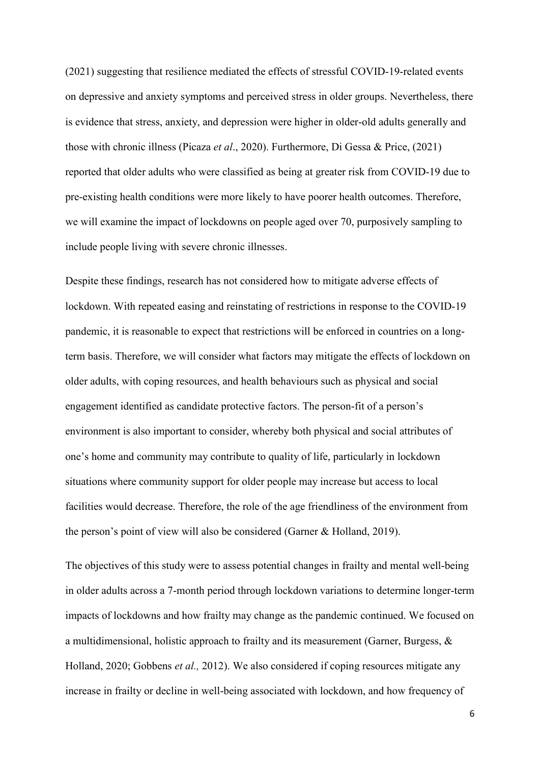(2021) suggesting that resilience mediated the effects of stressful COVID-19-related events on depressive and anxiety symptoms and perceived stress in older groups. Nevertheless, there is evidence that stress, anxiety, and depression were higher in older-old adults generally and those with chronic illness (Picaza *et al*., 2020). Furthermore, Di Gessa & Price, (2021) reported that older adults who were classified as being at greater risk from COVID-19 due to pre-existing health conditions were more likely to have poorer health outcomes. Therefore, we will examine the impact of lockdowns on people aged over 70, purposively sampling to include people living with severe chronic illnesses.

Despite these findings, research has not considered how to mitigate adverse effects of lockdown. With repeated easing and reinstating of restrictions in response to the COVID-19 pandemic, it is reasonable to expect that restrictions will be enforced in countries on a long-term basis. Therefore, we will consider what factors may mitigate the effects of lockdown on older adults, with coping resources, and health behaviours such as physical and social engagement identified as candidate protective factors. The person-fit of a person's environment is also important to consider, whereby both physical and social attributes of one's home and community may contribute to quality of life, particularly in lockdown situations where community support for older people may increase but access to local facilities would decrease. Therefore, the role of the age friendliness of the environment from the person's point of view will also be considered (Garner & Holland, 2019).

The objectives of this study were to assess potential changes in frailty and mental well-being in older adults across a 7-month period through lockdown variations to determine longer-term impacts of lockdowns and how frailty may change as the pandemic continued. We focused on a multidimensional, holistic approach to frailty and its measurement (Garner, Burgess, & Holland, 2020; Gobbens *et al.,* 2012). We also considered if coping resources mitigate any increase in frailty or decline in well-being associated with lockdown, and how frequency of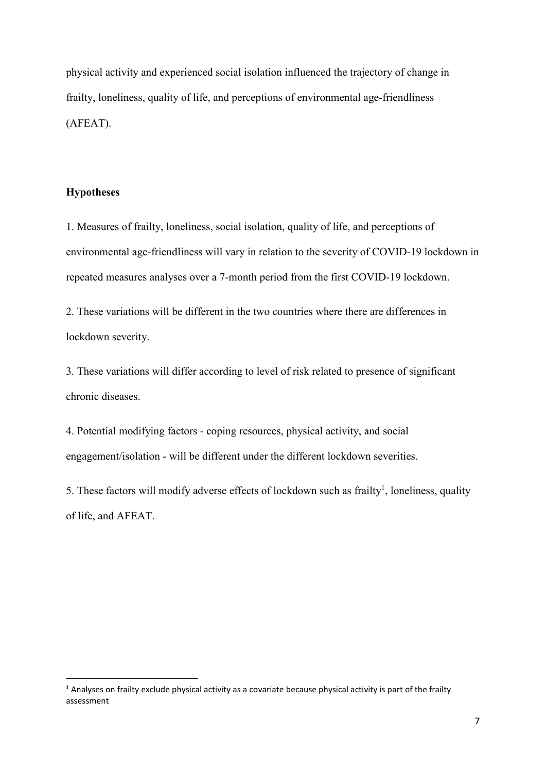physical activity and experienced social isolation influenced the trajectory of change in frailty, loneliness, quality of life, and perceptions of environmental age-friendliness (AFEAT).

**Hypotheses**

1. Measures of frailty, loneliness, social isolation, quality of life, and perceptions of environmental age-friendliness will vary in relation to the severity of COVID-19 lockdown in repeated measures analyses over a 7-month period from the first COVID-19 lockdown.

2. These variations will be different in the two countries where there are differences in lockdown severity.

3. These variations will differ according to level of risk related to presence of significant chronic diseases.

4. Potential modifying factors - coping resources, physical activity, and social engagement/isolation - will be different under the different lockdown severities.

5. These factors will modify adverse effects of lockdown such as frailty[1], loneliness, quality of life, and AFEAT.

[1] Analyses on frailty exclude physical activity as a covariate because physical activity is part of the frailty assessment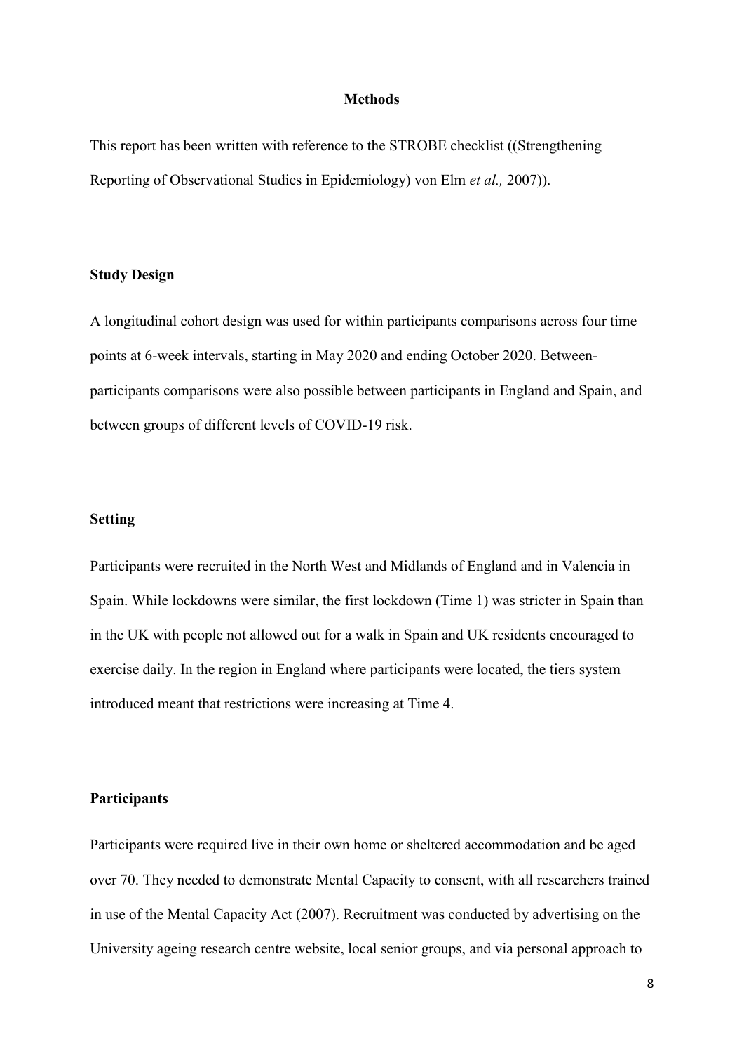## Methods

This report has been written with reference to the STROBE checklist ((Strengthening Reporting of Observational Studies in Epidemiology) von Elm *et al.,* 2007)).

### Study Design

A longitudinal cohort design was used for within participants comparisons across four time points at 6-week intervals, starting in May 2020 and ending October 2020. Between-participants comparisons were also possible between participants in England and Spain, and between groups of different levels of COVID-19 risk.

### Setting

Participants were recruited in the North West and Midlands of England and in Valencia in Spain. While lockdowns were similar, the first lockdown (Time 1) was stricter in Spain than in the UK with people not allowed out for a walk in Spain and UK residents encouraged to exercise daily. In the region in England where participants were located, the tiers system introduced meant that restrictions were increasing at Time 4.

### Participants

Participants were required live in their own home or sheltered accommodation and be aged over 70. They needed to demonstrate Mental Capacity to consent, with all researchers trained in use of the Mental Capacity Act (2007). Recruitment was conducted by advertising on the University ageing research centre website, local senior groups, and via personal approach to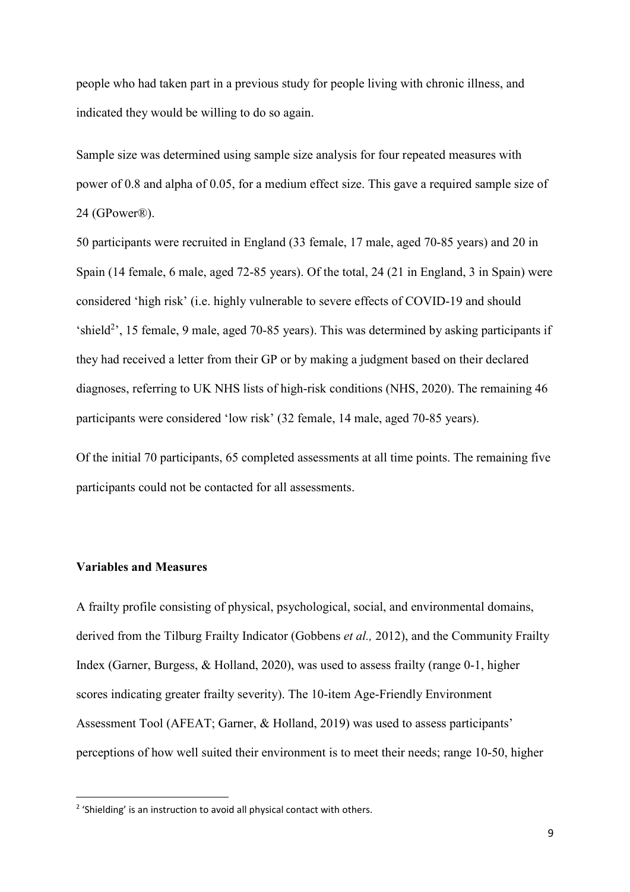people who had taken part in a previous study for people living with chronic illness, and indicated they would be willing to do so again.

Sample size was determined using sample size analysis for four repeated measures with power of 0.8 and alpha of 0.05, for a medium effect size. This gave a required sample size of 24 (GPower®).

50 participants were recruited in England (33 female, 17 male, aged 70-85 years) and 20 in Spain (14 female, 6 male, aged 72-85 years). Of the total, 24 (21 in England, 3 in Spain) were considered 'high risk' (i.e. highly vulnerable to severe effects of COVID-19 and should 'shield[2]', 15 female, 9 male, aged 70-85 years). This was determined by asking participants if they had received a letter from their GP or by making a judgment based on their declared diagnoses, referring to UK NHS lists of high-risk conditions (NHS, 2020). The remaining 46 participants were considered 'low risk' (32 female, 14 male, aged 70-85 years).

Of the initial 70 participants, 65 completed assessments at all time points. The remaining five participants could not be contacted for all assessments.

**Variables and Measures**

A frailty profile consisting of physical, psychological, social, and environmental domains, derived from the Tilburg Frailty Indicator (Gobbens *et al.,* 2012), and the Community Frailty Index (Garner, Burgess, & Holland, 2020), was used to assess frailty (range 0-1, higher scores indicating greater frailty severity). The 10-item Age-Friendly Environment Assessment Tool (AFEAT; Garner, & Holland, 2019) was used to assess participants' perceptions of how well suited their environment is to meet their needs; range 10-50, higher

[2] 'Shielding' is an instruction to avoid all physical contact with others.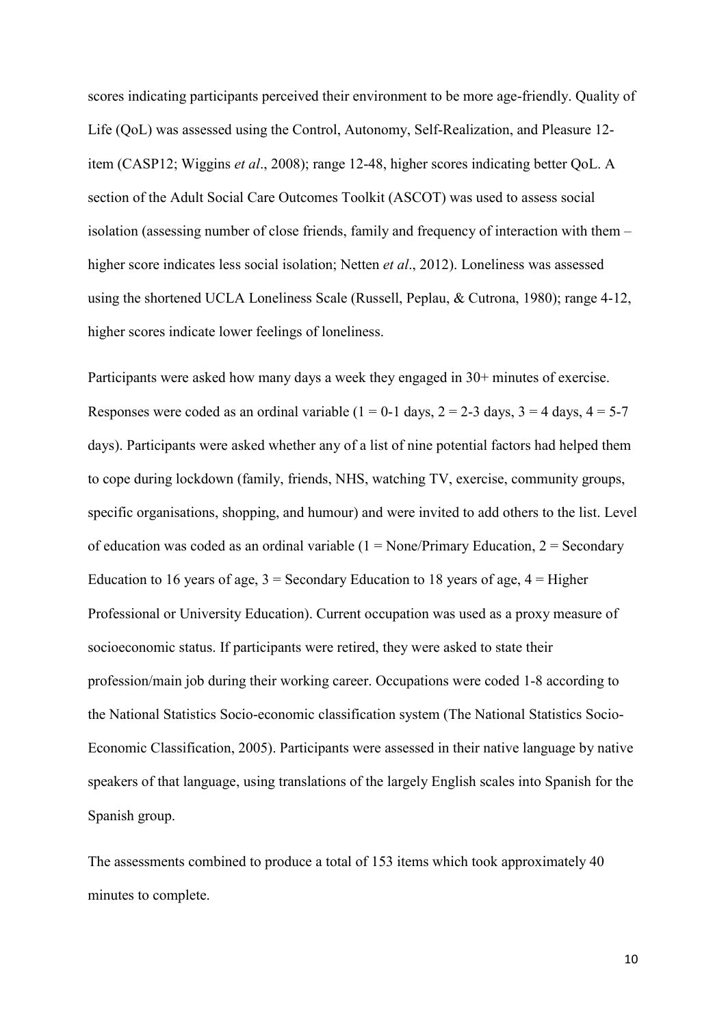scores indicating participants perceived their environment to be more age-friendly. Quality of Life (QoL) was assessed using the Control, Autonomy, Self-Realization, and Pleasure 12-item (CASP12; Wiggins *et al*., 2008); range 12-48, higher scores indicating better QoL. A section of the Adult Social Care Outcomes Toolkit (ASCOT) was used to assess social isolation (assessing number of close friends, family and frequency of interaction with them – higher score indicates less social isolation; Netten *et al*., 2012). Loneliness was assessed using the shortened UCLA Loneliness Scale (Russell, Peplau, & Cutrona, 1980); range 4-12, higher scores indicate lower feelings of loneliness.

Participants were asked how many days a week they engaged in 30+ minutes of exercise. Responses were coded as an ordinal variable (1 = 0-1 days, 2 = 2-3 days, 3 = 4 days, 4 = 5-7 days). Participants were asked whether any of a list of nine potential factors had helped them to cope during lockdown (family, friends, NHS, watching TV, exercise, community groups, specific organisations, shopping, and humour) and were invited to add others to the list. Level of education was coded as an ordinal variable (1 = None/Primary Education, 2 = Secondary Education to 16 years of age, 3 = Secondary Education to 18 years of age, 4 = Higher Professional or University Education). Current occupation was used as a proxy measure of socioeconomic status. If participants were retired, they were asked to state their profession/main job during their working career. Occupations were coded 1-8 according to the National Statistics Socio-economic classification system (The National Statistics Socio-Economic Classification, 2005). Participants were assessed in their native language by native speakers of that language, using translations of the largely English scales into Spanish for the Spanish group.

The assessments combined to produce a total of 153 items which took approximately 40 minutes to complete.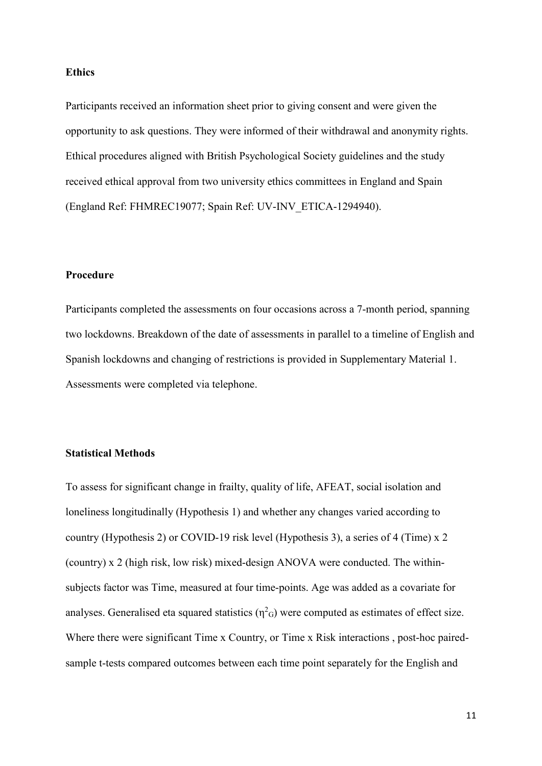### Ethics

Participants received an information sheet prior to giving consent and were given the opportunity to ask questions. They were informed of their withdrawal and anonymity rights. Ethical procedures aligned with British Psychological Society guidelines and the study received ethical approval from two university ethics committees in England and Spain (England Ref: FHMREC19077; Spain Ref: UV-INV_ETICA-1294940).

### Procedure

Participants completed the assessments on four occasions across a 7-month period, spanning two lockdowns. Breakdown of the date of assessments in parallel to a timeline of English and Spanish lockdowns and changing of restrictions is provided in Supplementary Material 1. Assessments were completed via telephone.

### Statistical Methods

To assess for significant change in frailty, quality of life, AFEAT, social isolation and loneliness longitudinally (Hypothesis 1) and whether any changes varied according to country (Hypothesis 2) or COVID-19 risk level (Hypothesis 3), a series of 4 (Time) x 2 (country) x 2 (high risk, low risk) mixed-design ANOVA were conducted. The within-subjects factor was Time, measured at four time-points. Age was added as a covariate for analyses. Generalised eta squared statistics ($\eta^2_G$) were computed as estimates of effect size. Where there were significant Time x Country, or Time x Risk interactions , post-hoc paired-sample t-tests compared outcomes between each time point separately for the English and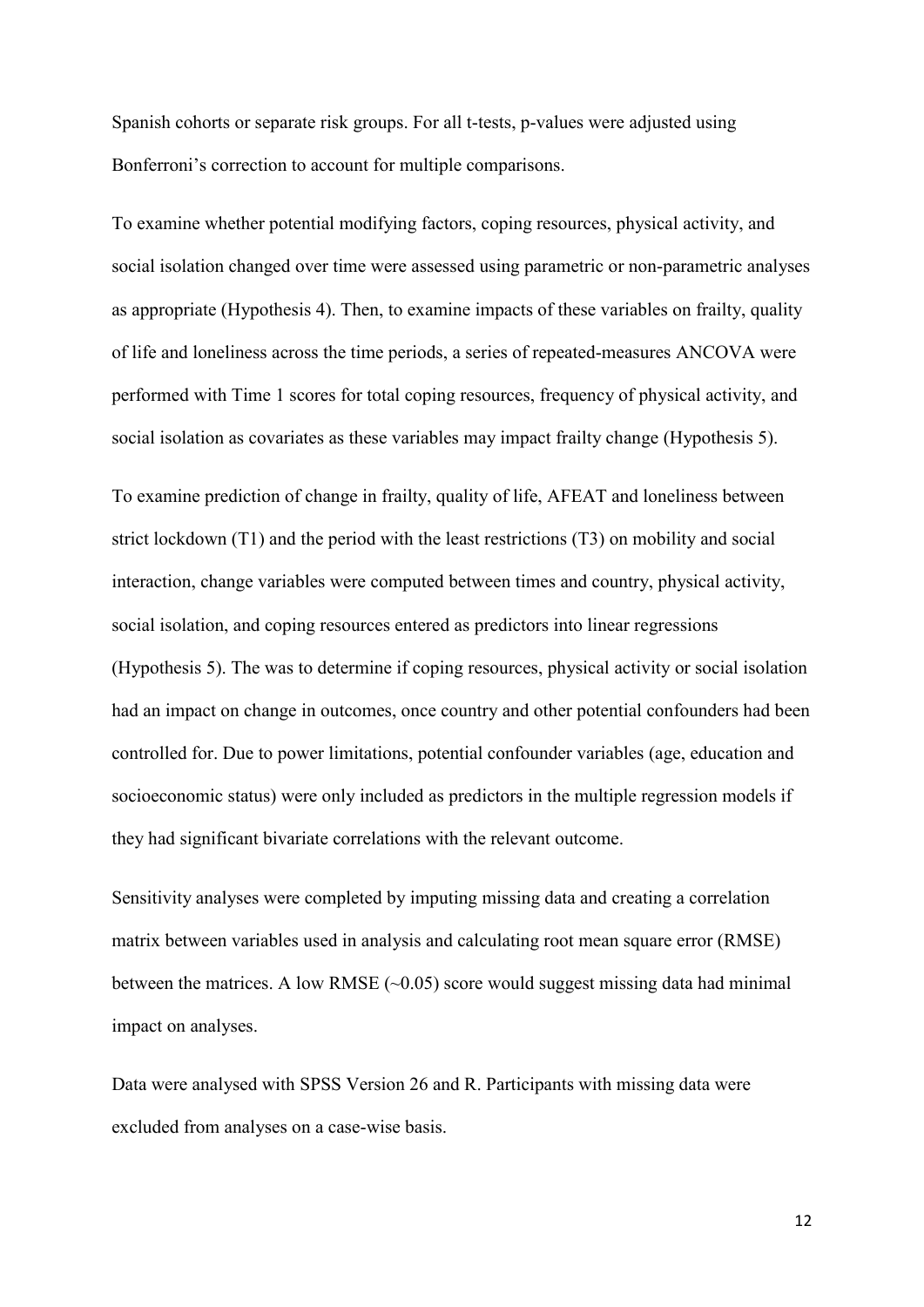Spanish cohorts or separate risk groups. For all t-tests, p-values were adjusted using Bonferroni's correction to account for multiple comparisons.

To examine whether potential modifying factors, coping resources, physical activity, and social isolation changed over time were assessed using parametric or non-parametric analyses as appropriate (Hypothesis 4). Then, to examine impacts of these variables on frailty, quality of life and loneliness across the time periods, a series of repeated-measures ANCOVA were performed with Time 1 scores for total coping resources, frequency of physical activity, and social isolation as covariates as these variables may impact frailty change (Hypothesis 5).

To examine prediction of change in frailty, quality of life, AFEAT and loneliness between strict lockdown (T1) and the period with the least restrictions (T3) on mobility and social interaction, change variables were computed between times and country, physical activity, social isolation, and coping resources entered as predictors into linear regressions (Hypothesis 5). The was to determine if coping resources, physical activity or social isolation had an impact on change in outcomes, once country and other potential confounders had been controlled for. Due to power limitations, potential confounder variables (age, education and socioeconomic status) were only included as predictors in the multiple regression models if they had significant bivariate correlations with the relevant outcome.

Sensitivity analyses were completed by imputing missing data and creating a correlation matrix between variables used in analysis and calculating root mean square error (RMSE) between the matrices. A low RMSE (~0.05) score would suggest missing data had minimal impact on analyses.

Data were analysed with SPSS Version 26 and R. Participants with missing data were excluded from analyses on a case-wise basis.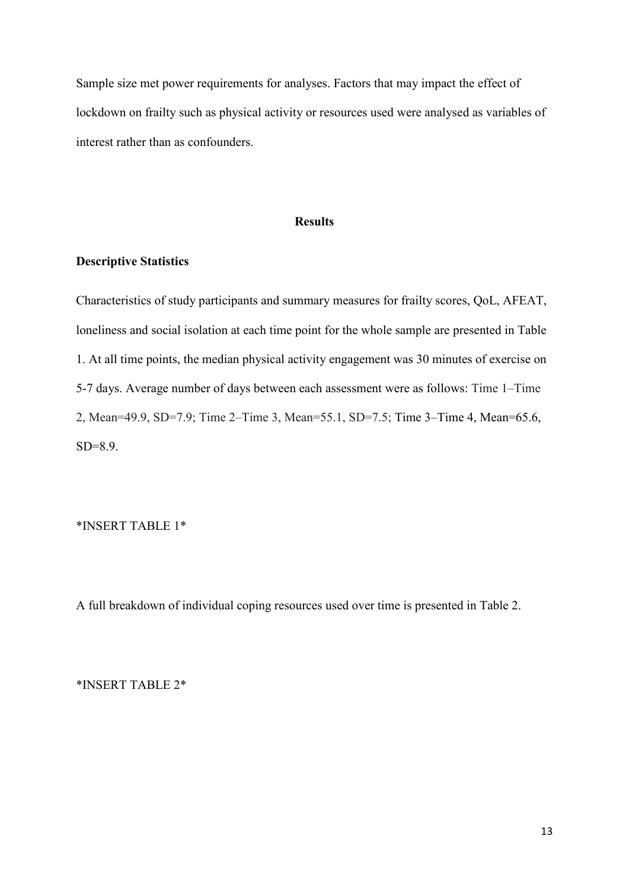Sample size met power requirements for analyses. Factors that may impact the effect of lockdown on frailty such as physical activity or resources used were analysed as variables of interest rather than as confounders.

## Results

### Descriptive Statistics

Characteristics of study participants and summary measures for frailty scores, QoL, AFEAT, loneliness and social isolation at each time point for the whole sample are presented in Table 1. At all time points, the median physical activity engagement was 30 minutes of exercise on 5-7 days. Average number of days between each assessment were as follows: Time 1–Time 2, Mean=49.9, SD=7.9; Time 2–Time 3, Mean=55.1, SD=7.5; Time 3–Time 4, Mean=65.6, SD=8.9.

*INSERT TABLE 1*

A full breakdown of individual coping resources used over time is presented in Table 2.

*INSERT TABLE 2*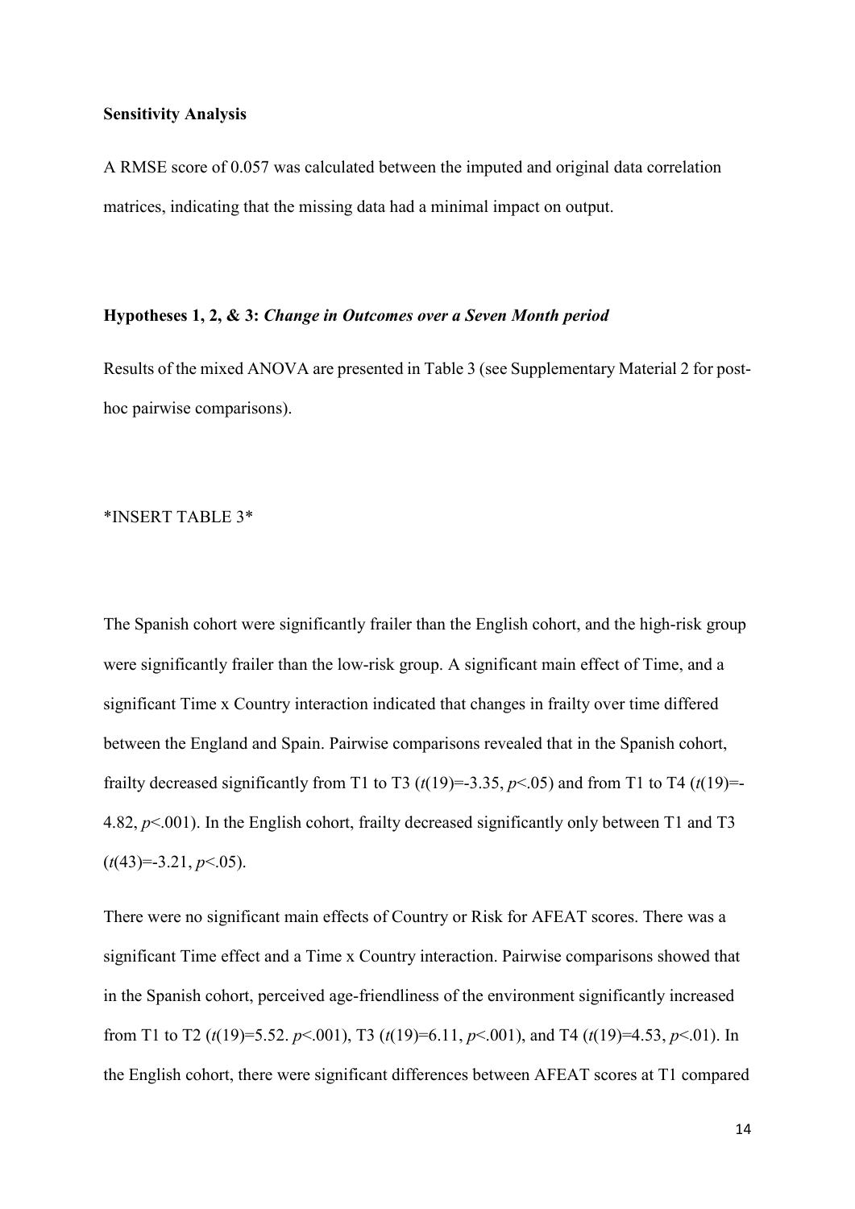**Sensitivity Analysis**

A RMSE score of 0.057 was calculated between the imputed and original data correlation matrices, indicating that the missing data had a minimal impact on output.

**Hypotheses 1, 2, & 3:** ***Change in Outcomes over a Seven Month period***

Results of the mixed ANOVA are presented in Table 3 (see Supplementary Material 2 for post-hoc pairwise comparisons).

*INSERT TABLE 3*

The Spanish cohort were significantly frailer than the English cohort, and the high-risk group were significantly frailer than the low-risk group. A significant main effect of Time, and a significant Time x Country interaction indicated that changes in frailty over time differed between the England and Spain. Pairwise comparisons revealed that in the Spanish cohort, frailty decreased significantly from T1 to T3 ($t(19)=-3.35$, $p<.05$) and from T1 to T4 ($t(19)=-4.82$, $p<.001$). In the English cohort, frailty decreased significantly only between T1 and T3 ($t(43)=-3.21$, $p<.05$).

There were no significant main effects of Country or Risk for AFEAT scores. There was a significant Time effect and a Time x Country interaction. Pairwise comparisons showed that in the Spanish cohort, perceived age-friendliness of the environment significantly increased from T1 to T2 ($t(19)=5.52$. $p<.001$), T3 ($t(19)=6.11$, $p<.001$), and T4 ($t(19)=4.53$, $p<.01$). In the English cohort, there were significant differences between AFEAT scores at T1 compared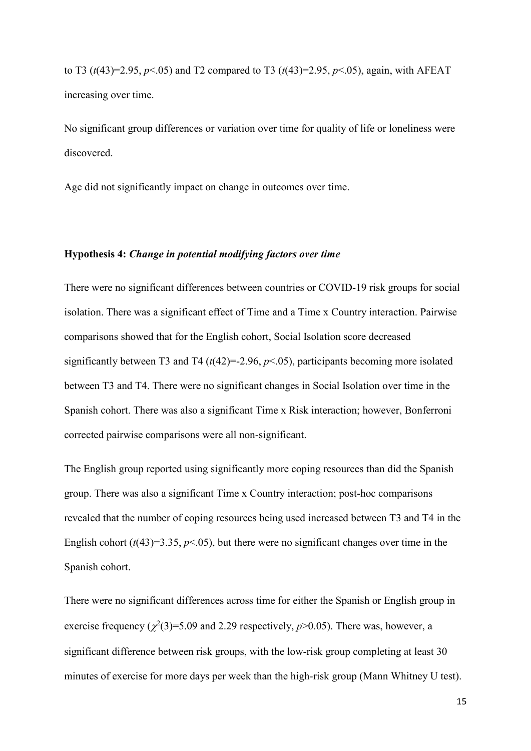to T3 ($t(43)=2.95$, $p<.05$) and T2 compared to T3 ($t(43)=2.95$, $p<.05$), again, with AFEAT increasing over time.

No significant group differences or variation over time for quality of life or loneliness were discovered.

Age did not significantly impact on change in outcomes over time.

**Hypothesis 4:** ***Change in potential modifying factors over time***

There were no significant differences between countries or COVID-19 risk groups for social isolation. There was a significant effect of Time and a Time x Country interaction. Pairwise comparisons showed that for the English cohort, Social Isolation score decreased significantly between T3 and T4 ($t(42)=-2.96$, $p<.05$), participants becoming more isolated between T3 and T4. There were no significant changes in Social Isolation over time in the Spanish cohort. There was also a significant Time x Risk interaction; however, Bonferroni corrected pairwise comparisons were all non-significant.

The English group reported using significantly more coping resources than did the Spanish group. There was also a significant Time x Country interaction; post-hoc comparisons revealed that the number of coping resources being used increased between T3 and T4 in the English cohort ($t(43)=3.35$, $p<.05$), but there were no significant changes over time in the Spanish cohort.

There were no significant differences across time for either the Spanish or English group in exercise frequency ($\chi^2(3)=5.09$ and 2.29 respectively, $p>0.05$). There was, however, a significant difference between risk groups, with the low-risk group completing at least 30 minutes of exercise for more days per week than the high-risk group (Mann Whitney U test).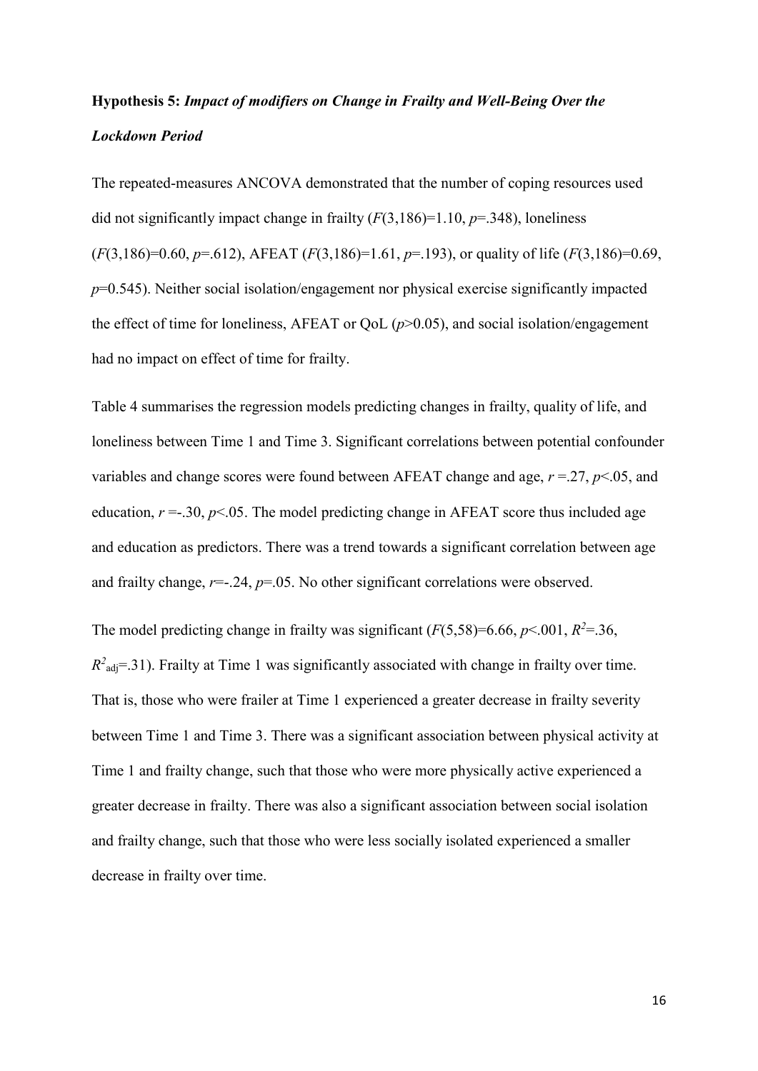**Hypothesis 5:** ***Impact of modifiers on Change in Frailty and Well-Being Over the Lockdown Period***

The repeated-measures ANCOVA demonstrated that the number of coping resources used did not significantly impact change in frailty ($F(3,186)=1.10$, $p=.348$), loneliness ($F(3,186)=0.60$, $p=.612$), AFEAT ($F(3,186)=1.61$, $p=.193$), or quality of life ($F(3,186)=0.69$, $p=0.545$). Neither social isolation/engagement nor physical exercise significantly impacted the effect of time for loneliness, AFEAT or QoL ($p>0.05$), and social isolation/engagement had no impact on effect of time for frailty.

Table 4 summarises the regression models predicting changes in frailty, quality of life, and loneliness between Time 1 and Time 3. Significant correlations between potential confounder variables and change scores were found between AFEAT change and age, $r=.27$, $p<.05$, and education, $r=-.30$, $p<.05$. The model predicting change in AFEAT score thus included age and education as predictors. There was a trend towards a significant correlation between age and frailty change, $r=-.24$, $p=.05$. No other significant correlations were observed.

The model predicting change in frailty was significant ($F(5,58)=6.66$, $p<.001$, $R^2=.36$, $R^2_{adj}=.31$). Frailty at Time 1 was significantly associated with change in frailty over time. That is, those who were frailer at Time 1 experienced a greater decrease in frailty severity between Time 1 and Time 3. There was a significant association between physical activity at Time 1 and frailty change, such that those who were more physically active experienced a greater decrease in frailty. There was also a significant association between social isolation and frailty change, such that those who were less socially isolated experienced a smaller decrease in frailty over time.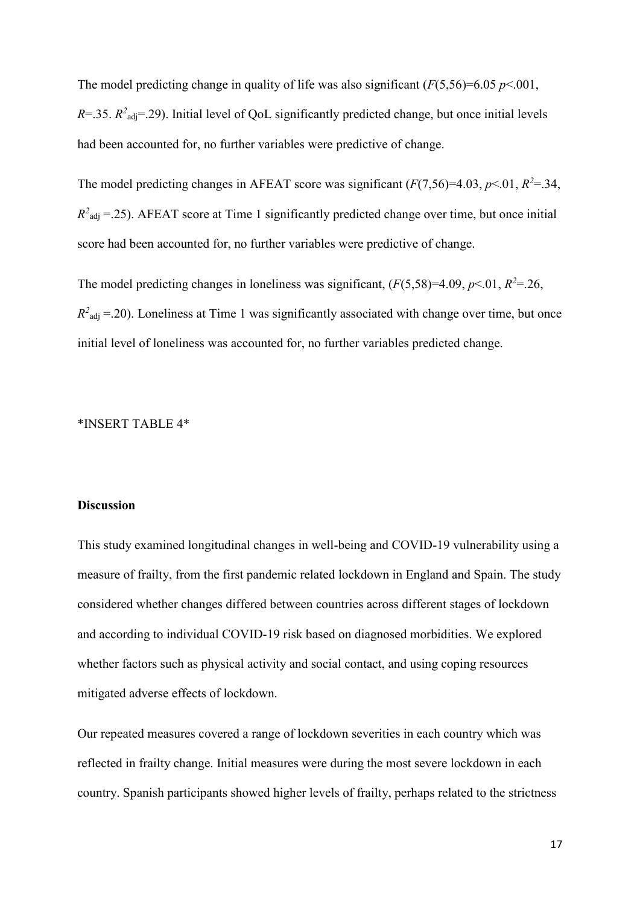The model predicting change in quality of life was also significant ($F(5,56)=6.05$ $p<.001$, $R=.35$. $R^2_{adj}=.29$). Initial level of QoL significantly predicted change, but once initial levels had been accounted for, no further variables were predictive of change.

The model predicting changes in AFEAT score was significant ($F(7,56)=4.03$, $p<.01$, $R^2=.34$, $R^2_{adj}=.25$). AFEAT score at Time 1 significantly predicted change over time, but once initial score had been accounted for, no further variables were predictive of change.

The model predicting changes in loneliness was significant, ($F(5,58)=4.09$, $p<.01$, $R^2=.26$, $R^2_{adj}=.20$). Loneliness at Time 1 was significantly associated with change over time, but once initial level of loneliness was accounted for, no further variables predicted change.

*INSERT TABLE 4*

## Discussion

This study examined longitudinal changes in well-being and COVID-19 vulnerability using a measure of frailty, from the first pandemic related lockdown in England and Spain. The study considered whether changes differed between countries across different stages of lockdown and according to individual COVID-19 risk based on diagnosed morbidities. We explored whether factors such as physical activity and social contact, and using coping resources mitigated adverse effects of lockdown.

Our repeated measures covered a range of lockdown severities in each country which was reflected in frailty change. Initial measures were during the most severe lockdown in each country. Spanish participants showed higher levels of frailty, perhaps related to the strictness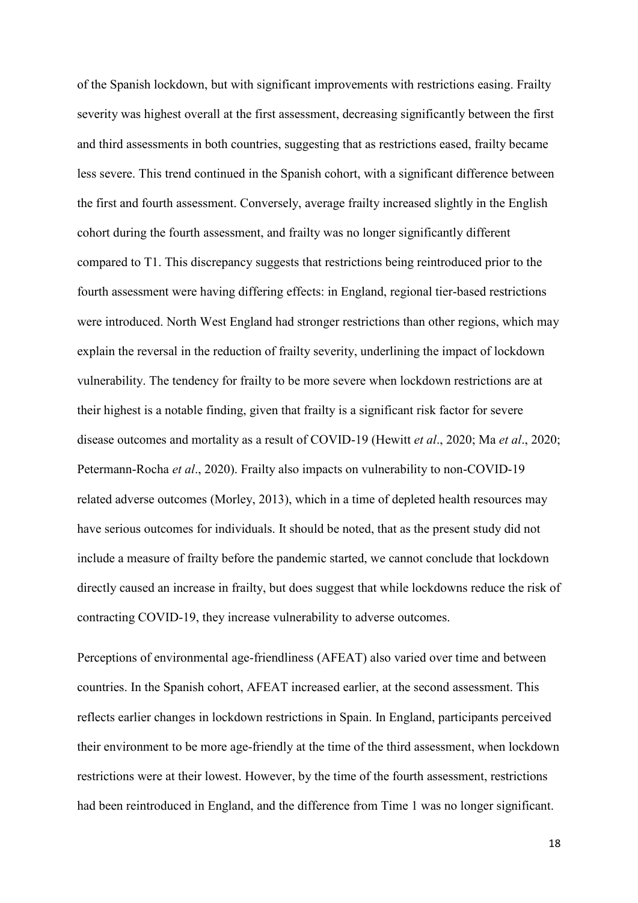of the Spanish lockdown, but with significant improvements with restrictions easing. Frailty severity was highest overall at the first assessment, decreasing significantly between the first and third assessments in both countries, suggesting that as restrictions eased, frailty became less severe. This trend continued in the Spanish cohort, with a significant difference between the first and fourth assessment. Conversely, average frailty increased slightly in the English cohort during the fourth assessment, and frailty was no longer significantly different compared to T1. This discrepancy suggests that restrictions being reintroduced prior to the fourth assessment were having differing effects: in England, regional tier-based restrictions were introduced. North West England had stronger restrictions than other regions, which may explain the reversal in the reduction of frailty severity, underlining the impact of lockdown vulnerability. The tendency for frailty to be more severe when lockdown restrictions are at their highest is a notable finding, given that frailty is a significant risk factor for severe disease outcomes and mortality as a result of COVID-19 (Hewitt *et al*., 2020; Ma *et al*., 2020; Petermann-Rocha *et al*., 2020). Frailty also impacts on vulnerability to non-COVID-19 related adverse outcomes (Morley, 2013), which in a time of depleted health resources may have serious outcomes for individuals. It should be noted, that as the present study did not include a measure of frailty before the pandemic started, we cannot conclude that lockdown directly caused an increase in frailty, but does suggest that while lockdowns reduce the risk of contracting COVID-19, they increase vulnerability to adverse outcomes.

Perceptions of environmental age-friendliness (AFEAT) also varied over time and between countries. In the Spanish cohort, AFEAT increased earlier, at the second assessment. This reflects earlier changes in lockdown restrictions in Spain. In England, participants perceived their environment to be more age-friendly at the time of the third assessment, when lockdown restrictions were at their lowest. However, by the time of the fourth assessment, restrictions had been reintroduced in England, and the difference from Time 1 was no longer significant.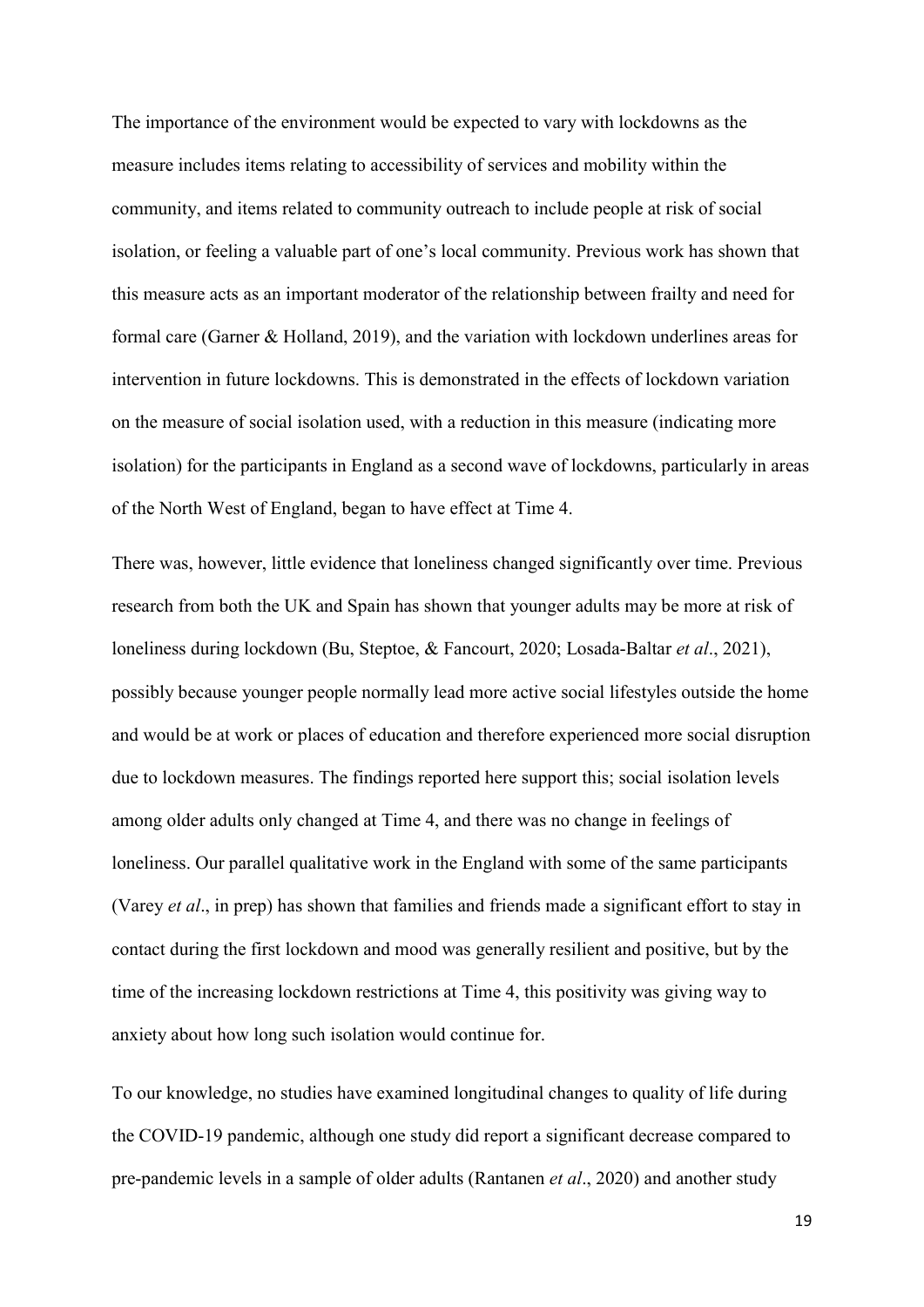The importance of the environment would be expected to vary with lockdowns as the measure includes items relating to accessibility of services and mobility within the community, and items related to community outreach to include people at risk of social isolation, or feeling a valuable part of one's local community. Previous work has shown that this measure acts as an important moderator of the relationship between frailty and need for formal care (Garner & Holland, 2019), and the variation with lockdown underlines areas for intervention in future lockdowns. This is demonstrated in the effects of lockdown variation on the measure of social isolation used, with a reduction in this measure (indicating more isolation) for the participants in England as a second wave of lockdowns, particularly in areas of the North West of England, began to have effect at Time 4.

There was, however, little evidence that loneliness changed significantly over time. Previous research from both the UK and Spain has shown that younger adults may be more at risk of loneliness during lockdown (Bu, Steptoe, & Fancourt, 2020; Losada-Baltar *et al*., 2021), possibly because younger people normally lead more active social lifestyles outside the home and would be at work or places of education and therefore experienced more social disruption due to lockdown measures. The findings reported here support this; social isolation levels among older adults only changed at Time 4, and there was no change in feelings of loneliness. Our parallel qualitative work in the England with some of the same participants (Varey *et al*., in prep) has shown that families and friends made a significant effort to stay in contact during the first lockdown and mood was generally resilient and positive, but by the time of the increasing lockdown restrictions at Time 4, this positivity was giving way to anxiety about how long such isolation would continue for.

To our knowledge, no studies have examined longitudinal changes to quality of life during the COVID-19 pandemic, although one study did report a significant decrease compared to pre-pandemic levels in a sample of older adults (Rantanen *et al*., 2020) and another study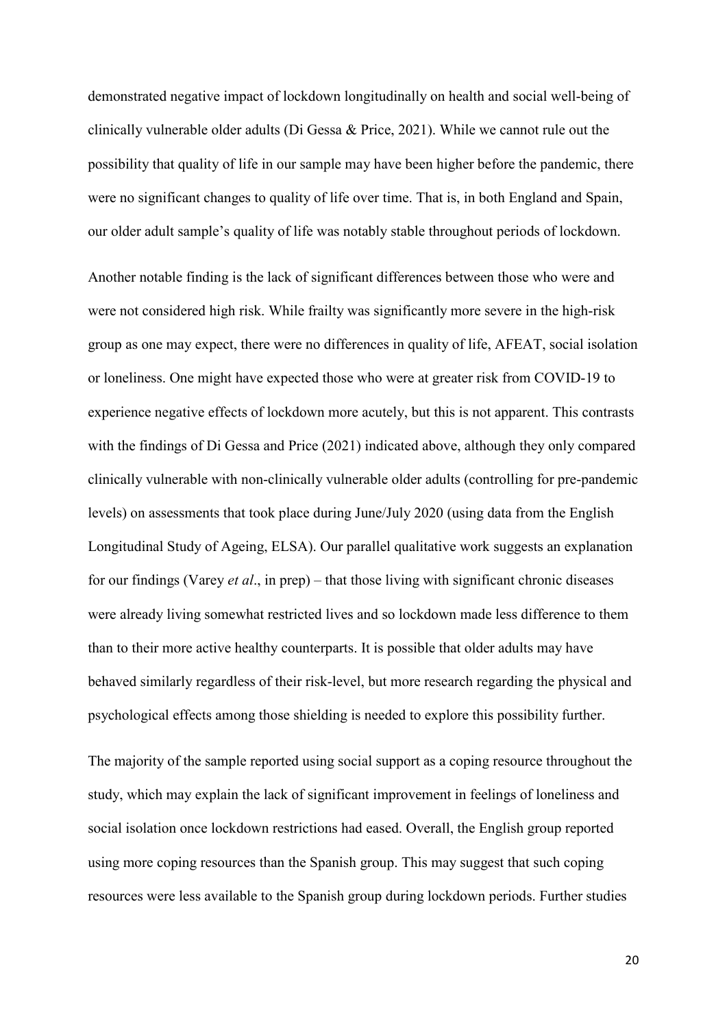demonstrated negative impact of lockdown longitudinally on health and social well-being of clinically vulnerable older adults (Di Gessa & Price, 2021). While we cannot rule out the possibility that quality of life in our sample may have been higher before the pandemic, there were no significant changes to quality of life over time. That is, in both England and Spain, our older adult sample's quality of life was notably stable throughout periods of lockdown.

Another notable finding is the lack of significant differences between those who were and were not considered high risk. While frailty was significantly more severe in the high-risk group as one may expect, there were no differences in quality of life, AFEAT, social isolation or loneliness. One might have expected those who were at greater risk from COVID-19 to experience negative effects of lockdown more acutely, but this is not apparent. This contrasts with the findings of Di Gessa and Price (2021) indicated above, although they only compared clinically vulnerable with non-clinically vulnerable older adults (controlling for pre-pandemic levels) on assessments that took place during June/July 2020 (using data from the English Longitudinal Study of Ageing, ELSA). Our parallel qualitative work suggests an explanation for our findings (Varey *et al*., in prep) – that those living with significant chronic diseases were already living somewhat restricted lives and so lockdown made less difference to them than to their more active healthy counterparts. It is possible that older adults may have behaved similarly regardless of their risk-level, but more research regarding the physical and psychological effects among those shielding is needed to explore this possibility further.

The majority of the sample reported using social support as a coping resource throughout the study, which may explain the lack of significant improvement in feelings of loneliness and social isolation once lockdown restrictions had eased. Overall, the English group reported using more coping resources than the Spanish group. This may suggest that such coping resources were less available to the Spanish group during lockdown periods. Further studies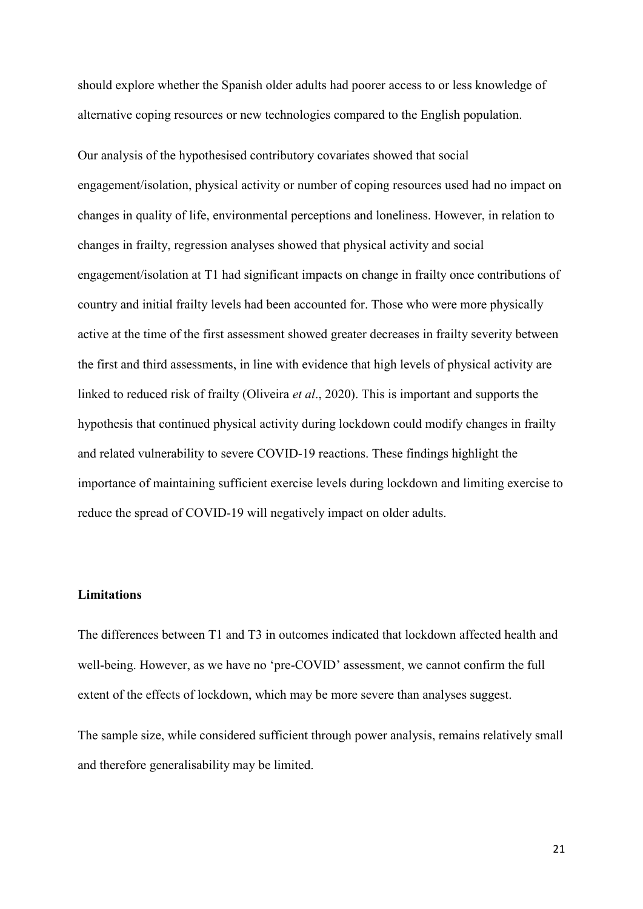should explore whether the Spanish older adults had poorer access to or less knowledge of alternative coping resources or new technologies compared to the English population.

Our analysis of the hypothesised contributory covariates showed that social engagement/isolation, physical activity or number of coping resources used had no impact on changes in quality of life, environmental perceptions and loneliness. However, in relation to changes in frailty, regression analyses showed that physical activity and social engagement/isolation at T1 had significant impacts on change in frailty once contributions of country and initial frailty levels had been accounted for. Those who were more physically active at the time of the first assessment showed greater decreases in frailty severity between the first and third assessments, in line with evidence that high levels of physical activity are linked to reduced risk of frailty (Oliveira *et al*., 2020). This is important and supports the hypothesis that continued physical activity during lockdown could modify changes in frailty and related vulnerability to severe COVID-19 reactions. These findings highlight the importance of maintaining sufficient exercise levels during lockdown and limiting exercise to reduce the spread of COVID-19 will negatively impact on older adults.

**Limitations**

The differences between T1 and T3 in outcomes indicated that lockdown affected health and well-being. However, as we have no 'pre-COVID' assessment, we cannot confirm the full extent of the effects of lockdown, which may be more severe than analyses suggest.

The sample size, while considered sufficient through power analysis, remains relatively small and therefore generalisability may be limited.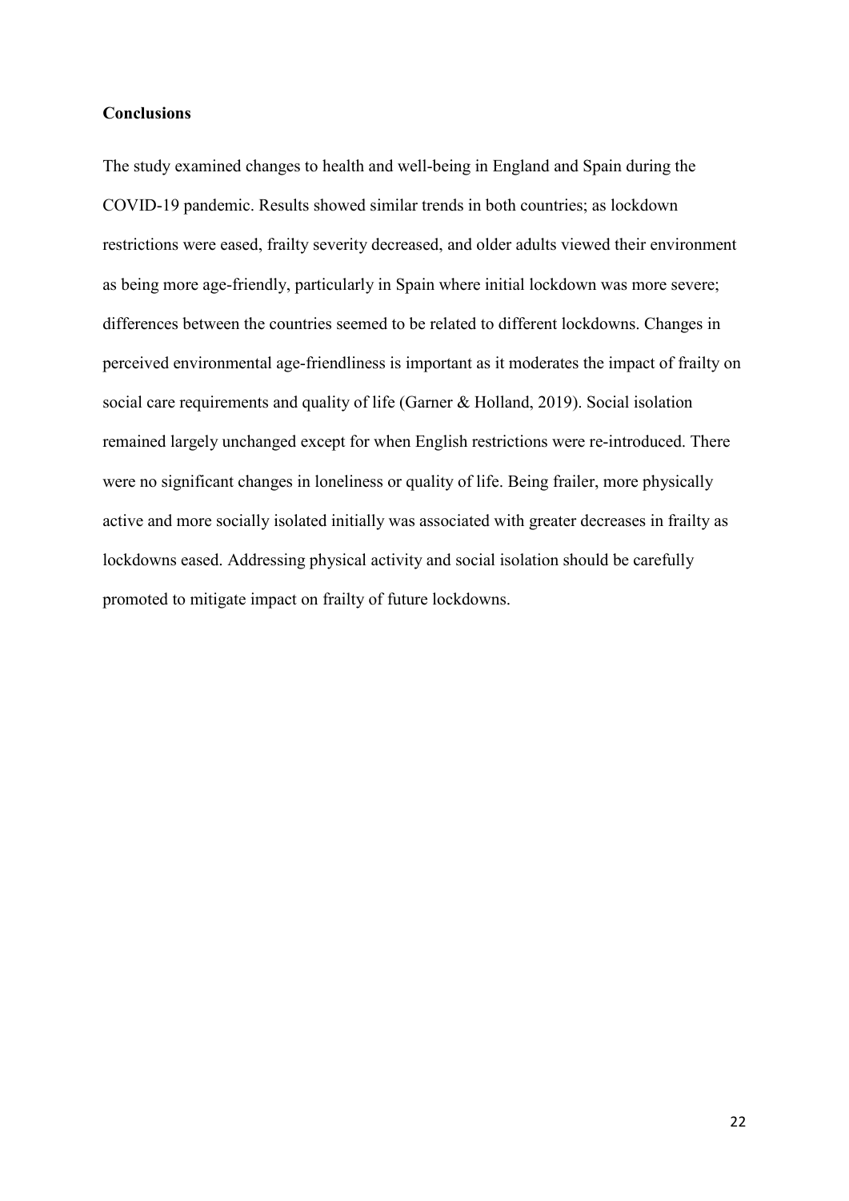**Conclusions**

The study examined changes to health and well-being in England and Spain during the COVID-19 pandemic. Results showed similar trends in both countries; as lockdown restrictions were eased, frailty severity decreased, and older adults viewed their environment as being more age-friendly, particularly in Spain where initial lockdown was more severe; differences between the countries seemed to be related to different lockdowns. Changes in perceived environmental age-friendliness is important as it moderates the impact of frailty on social care requirements and quality of life (Garner & Holland, 2019). Social isolation remained largely unchanged except for when English restrictions were re-introduced. There were no significant changes in loneliness or quality of life. Being frailer, more physically active and more socially isolated initially was associated with greater decreases in frailty as lockdowns eased. Addressing physical activity and social isolation should be carefully promoted to mitigate impact on frailty of future lockdowns.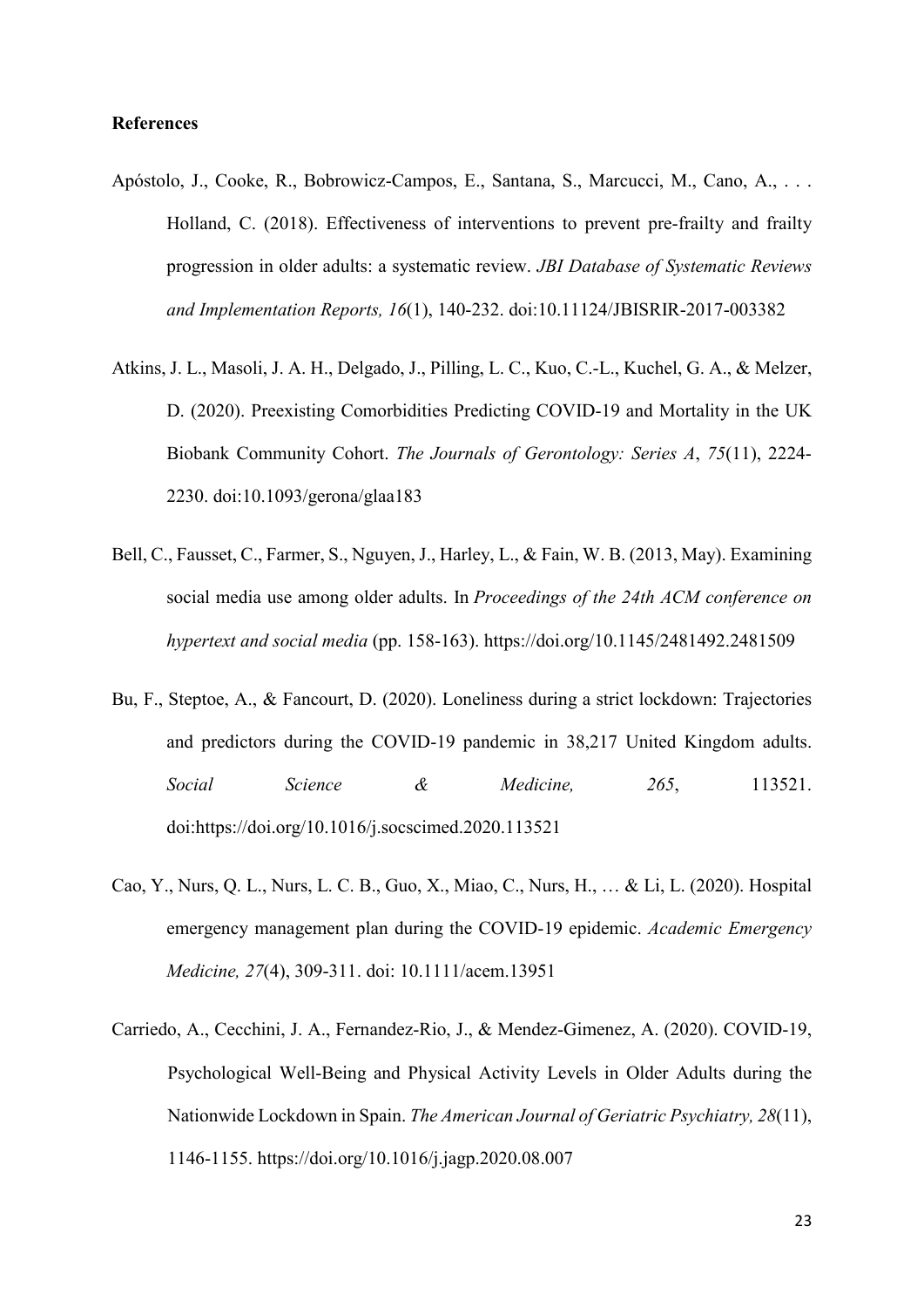**References**

Apóstolo, J., Cooke, R., Bobrowicz-Campos, E., Santana, S., Marcucci, M., Cano, A., . . . Holland, C. (2018). Effectiveness of interventions to prevent pre-frailty and frailty progression in older adults: a systematic review. *JBI Database of Systematic Reviews and Implementation Reports, 16*(1), 140-232. doi:10.11124/JBISRIR-2017-003382

Atkins, J. L., Masoli, J. A. H., Delgado, J., Pilling, L. C., Kuo, C.-L., Kuchel, G. A., & Melzer, D. (2020). Preexisting Comorbidities Predicting COVID-19 and Mortality in the UK Biobank Community Cohort. *The Journals of Gerontology: Series A*, *75*(11), 2224-2230. doi:10.1093/gerona/glaa183

Bell, C., Fausset, C., Farmer, S., Nguyen, J., Harley, L., & Fain, W. B. (2013, May). Examining social media use among older adults. In *Proceedings of the 24th ACM conference on hypertext and social media* (pp. 158-163). https://doi.org/10.1145/2481492.2481509

Bu, F., Steptoe, A., & Fancourt, D. (2020). Loneliness during a strict lockdown: Trajectories and predictors during the COVID-19 pandemic in 38,217 United Kingdom adults. *Social Science & Medicine, 265*, 113521. doi:https://doi.org/10.1016/j.socscimed.2020.113521

Cao, Y., Nurs, Q. L., Nurs, L. C. B., Guo, X., Miao, C., Nurs, H., … & Li, L. (2020). Hospital emergency management plan during the COVID-19 epidemic. *Academic Emergency Medicine, 27*(4), 309-311. doi: 10.1111/acem.13951

Carriedo, A., Cecchini, J. A., Fernandez-Rio, J., & Mendez-Gimenez, A. (2020). COVID-19, Psychological Well-Being and Physical Activity Levels in Older Adults during the Nationwide Lockdown in Spain. *The American Journal of Geriatric Psychiatry, 28*(11), 1146-1155. https://doi.org/10.1016/j.jagp.2020.08.007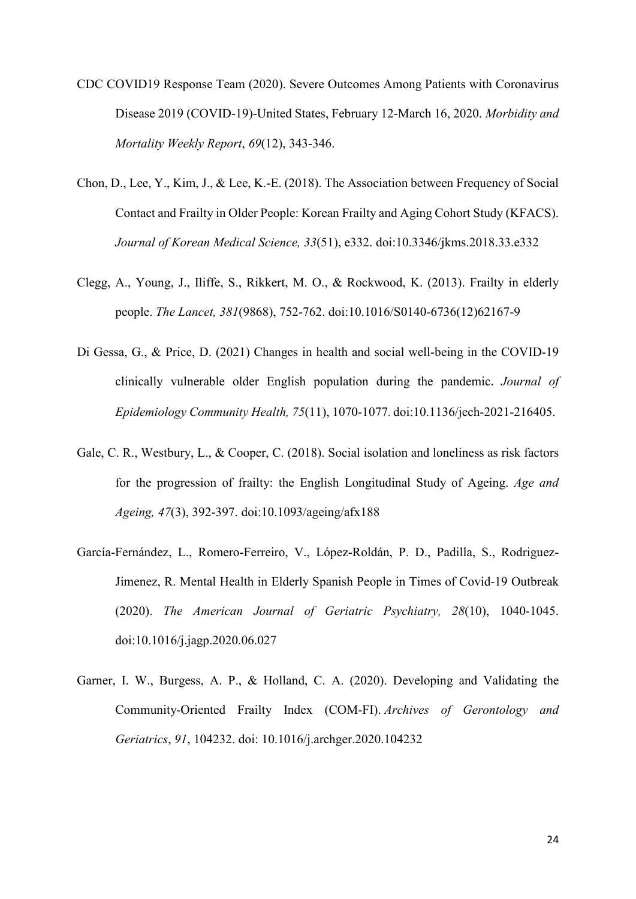CDC COVID19 Response Team (2020). Severe Outcomes Among Patients with Coronavirus Disease 2019 (COVID-19)-United States, February 12-March 16, 2020. *Morbidity and Mortality Weekly Report*, *69*(12), 343-346.

Chon, D., Lee, Y., Kim, J., & Lee, K.-E. (2018). The Association between Frequency of Social Contact and Frailty in Older People: Korean Frailty and Aging Cohort Study (KFACS). *Journal of Korean Medical Science, 33*(51), e332. doi:10.3346/jkms.2018.33.e332

Clegg, A., Young, J., Iliffe, S., Rikkert, M. O., & Rockwood, K. (2013). Frailty in elderly people. *The Lancet, 381*(9868), 752-762. doi:10.1016/S0140-6736(12)62167-9

Di Gessa, G., & Price, D. (2021) Changes in health and social well-being in the COVID-19 clinically vulnerable older English population during the pandemic. *Journal of Epidemiology Community Health, 75*(11), 1070-1077. doi:10.1136/jech-2021-216405.

Gale, C. R., Westbury, L., & Cooper, C. (2018). Social isolation and loneliness as risk factors for the progression of frailty: the English Longitudinal Study of Ageing. *Age and Ageing, 47*(3), 392-397. doi:10.1093/ageing/afx188

García-Fernández, L., Romero-Ferreiro, V., López-Roldán, P. D., Padilla, S., Rodriguez-Jimenez, R. Mental Health in Elderly Spanish People in Times of Covid-19 Outbreak (2020). *The American Journal of Geriatric Psychiatry, 28*(10), 1040-1045. doi:10.1016/j.jagp.2020.06.027

Garner, I. W., Burgess, A. P., & Holland, C. A. (2020). Developing and Validating the Community-Oriented Frailty Index (COM-FI). *Archives of Gerontology and Geriatrics*, *91*, 104232. doi: 10.1016/j.archger.2020.104232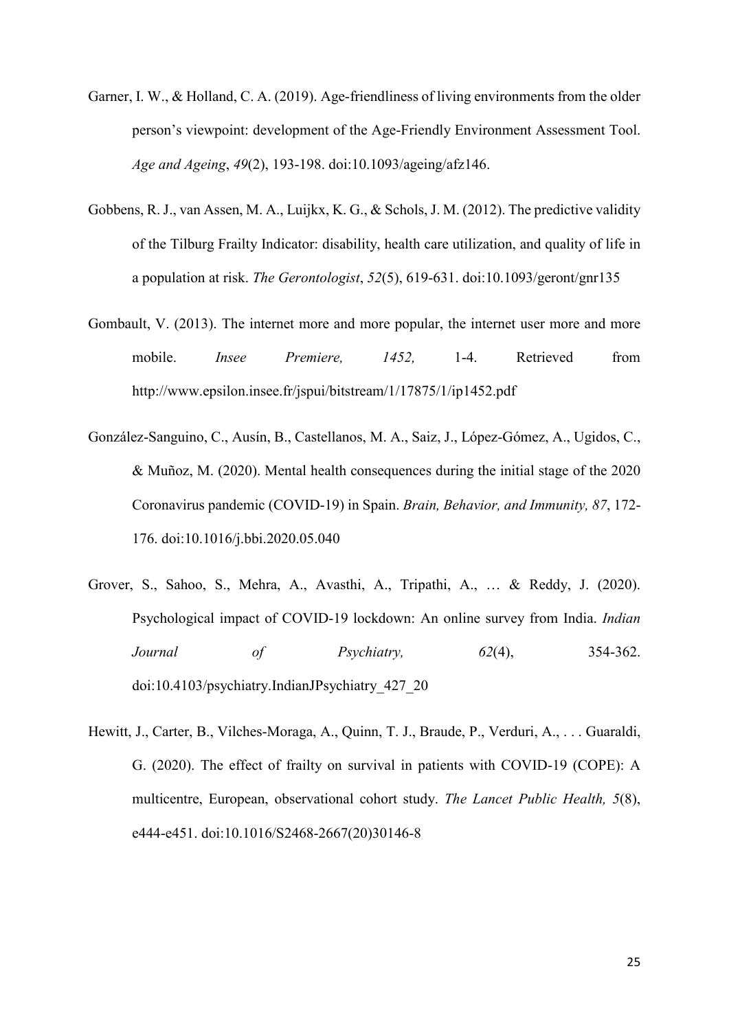Garner, I. W., & Holland, C. A. (2019). Age-friendliness of living environments from the older person's viewpoint: development of the Age-Friendly Environment Assessment Tool. *Age and Ageing*, *49*(2), 193-198. doi:10.1093/ageing/afz146.

Gobbens, R. J., van Assen, M. A., Luijkx, K. G., & Schols, J. M. (2012). The predictive validity of the Tilburg Frailty Indicator: disability, health care utilization, and quality of life in a population at risk. *The Gerontologist*, *52*(5), 619-631. doi:10.1093/geront/gnr135

Gombault, V. (2013). The internet more and more popular, the internet user more and more mobile. *Insee Premiere, 1452,* 1-4. Retrieved from http://www.epsilon.insee.fr/jspui/bitstream/1/17875/1/ip1452.pdf

González-Sanguino, C., Ausín, B., Castellanos, M. A., Saiz, J., López-Gómez, A., Ugidos, C., & Muñoz, M. (2020). Mental health consequences during the initial stage of the 2020 Coronavirus pandemic (COVID-19) in Spain. *Brain, Behavior, and Immunity, 87*, 172-176. doi:10.1016/j.bbi.2020.05.040

Grover, S., Sahoo, S., Mehra, A., Avasthi, A., Tripathi, A., … & Reddy, J. (2020). Psychological impact of COVID-19 lockdown: An online survey from India. *Indian Journal of Psychiatry, 62*(4), 354-362. doi:10.4103/psychiatry.IndianJPsychiatry_427_20

Hewitt, J., Carter, B., Vilches-Moraga, A., Quinn, T. J., Braude, P., Verduri, A., . . . Guaraldi, G. (2020). The effect of frailty on survival in patients with COVID-19 (COPE): A multicentre, European, observational cohort study. *The Lancet Public Health, 5*(8), e444-e451. doi:10.1016/S2468-2667(20)30146-8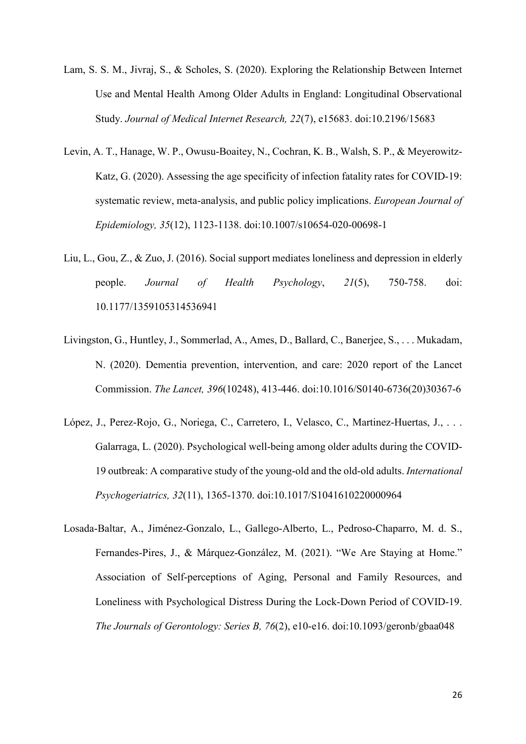Lam, S. S. M., Jivraj, S., & Scholes, S. (2020). Exploring the Relationship Between Internet Use and Mental Health Among Older Adults in England: Longitudinal Observational Study. *Journal of Medical Internet Research, 22*(7), e15683. doi:10.2196/15683

Levin, A. T., Hanage, W. P., Owusu-Boaitey, N., Cochran, K. B., Walsh, S. P., & Meyerowitz-Katz, G. (2020). Assessing the age specificity of infection fatality rates for COVID-19: systematic review, meta-analysis, and public policy implications. *European Journal of Epidemiology, 35*(12), 1123-1138. doi:10.1007/s10654-020-00698-1

Liu, L., Gou, Z., & Zuo, J. (2016). Social support mediates loneliness and depression in elderly people. *Journal of Health Psychology*, *21*(5), 750-758. doi: 10.1177/1359105314536941

Livingston, G., Huntley, J., Sommerlad, A., Ames, D., Ballard, C., Banerjee, S., . . . Mukadam, N. (2020). Dementia prevention, intervention, and care: 2020 report of the Lancet Commission. *The Lancet, 396*(10248), 413-446. doi:10.1016/S0140-6736(20)30367-6

López, J., Perez-Rojo, G., Noriega, C., Carretero, I., Velasco, C., Martinez-Huertas, J., . . . Galarraga, L. (2020). Psychological well-being among older adults during the COVID-19 outbreak: A comparative study of the young-old and the old-old adults. *International Psychogeriatrics, 32*(11), 1365-1370. doi:10.1017/S1041610220000964

Losada-Baltar, A., Jiménez-Gonzalo, L., Gallego-Alberto, L., Pedroso-Chaparro, M. d. S., Fernandes-Pires, J., & Márquez-González, M. (2021). "We Are Staying at Home." Association of Self-perceptions of Aging, Personal and Family Resources, and Loneliness with Psychological Distress During the Lock-Down Period of COVID-19. *The Journals of Gerontology: Series B, 76*(2), e10-e16. doi:10.1093/geronb/gbaa048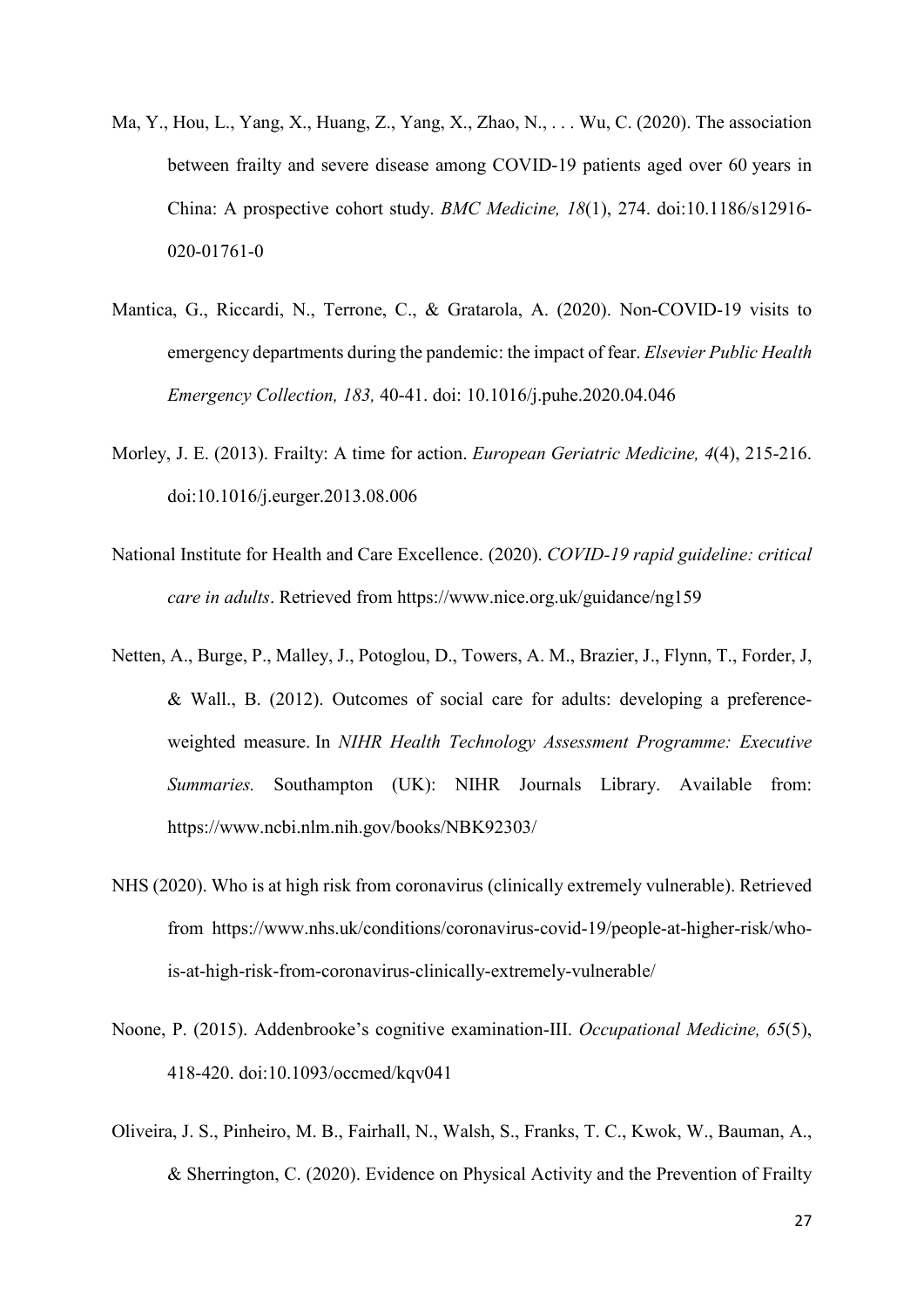Ma, Y., Hou, L., Yang, X., Huang, Z., Yang, X., Zhao, N., . . . Wu, C. (2020). The association between frailty and severe disease among COVID-19 patients aged over 60 years in China: A prospective cohort study. *BMC Medicine, 18*(1), 274. doi:10.1186/s12916-020-01761-0

Mantica, G., Riccardi, N., Terrone, C., & Gratarola, A. (2020). Non-COVID-19 visits to emergency departments during the pandemic: the impact of fear. *Elsevier Public Health Emergency Collection, 183,* 40-41. doi: 10.1016/j.puhe.2020.04.046

Morley, J. E. (2013). Frailty: A time for action. *European Geriatric Medicine, 4*(4), 215-216. doi:10.1016/j.eurger.2013.08.006

National Institute for Health and Care Excellence. (2020). *COVID-19 rapid guideline: critical care in adults*. Retrieved from https://www.nice.org.uk/guidance/ng159

Netten, A., Burge, P., Malley, J., Potoglou, D., Towers, A. M., Brazier, J., Flynn, T., Forder, J, & Wall., B. (2012). Outcomes of social care for adults: developing a preference-weighted measure. In *NIHR Health Technology Assessment Programme: Executive Summaries.* Southampton (UK): NIHR Journals Library. Available from: https://www.ncbi.nlm.nih.gov/books/NBK92303/

NHS (2020). Who is at high risk from coronavirus (clinically extremely vulnerable). Retrieved from https://www.nhs.uk/conditions/coronavirus-covid-19/people-at-higher-risk/who-is-at-high-risk-from-coronavirus-clinically-extremely-vulnerable/

Noone, P. (2015). Addenbrooke's cognitive examination-III. *Occupational Medicine, 65*(5), 418-420. doi:10.1093/occmed/kqv041

Oliveira, J. S., Pinheiro, M. B., Fairhall, N., Walsh, S., Franks, T. C., Kwok, W., Bauman, A., & Sherrington, C. (2020). Evidence on Physical Activity and the Prevention of Frailty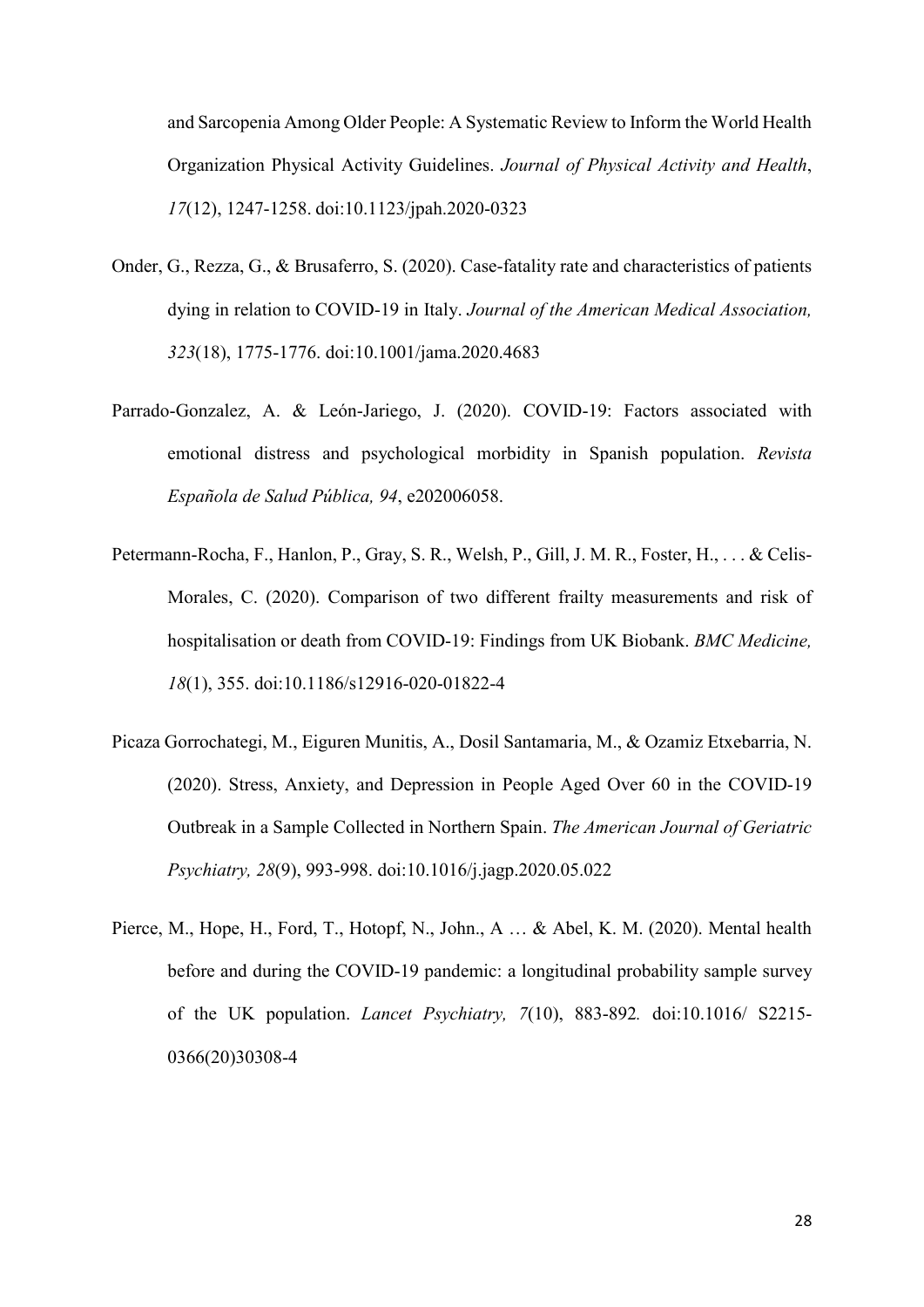and Sarcopenia Among Older People: A Systematic Review to Inform the World Health Organization Physical Activity Guidelines. *Journal of Physical Activity and Health*, *17*(12), 1247-1258. doi:10.1123/jpah.2020-0323

Onder, G., Rezza, G., & Brusaferro, S. (2020). Case-fatality rate and characteristics of patients dying in relation to COVID-19 in Italy. *Journal of the American Medical Association, 323*(18), 1775-1776. doi:10.1001/jama.2020.4683

Parrado-Gonzalez, A. & León-Jariego, J. (2020). COVID-19: Factors associated with emotional distress and psychological morbidity in Spanish population. *Revista Española de Salud Pública, 94*, e202006058.

Petermann-Rocha, F., Hanlon, P., Gray, S. R., Welsh, P., Gill, J. M. R., Foster, H., . . . & Celis-Morales, C. (2020). Comparison of two different frailty measurements and risk of hospitalisation or death from COVID-19: Findings from UK Biobank. *BMC Medicine, 18*(1), 355. doi:10.1186/s12916-020-01822-4

Picaza Gorrochategi, M., Eiguren Munitis, A., Dosil Santamaria, M., & Ozamiz Etxebarria, N. (2020). Stress, Anxiety, and Depression in People Aged Over 60 in the COVID-19 Outbreak in a Sample Collected in Northern Spain. *The American Journal of Geriatric Psychiatry, 28*(9), 993-998. doi:10.1016/j.jagp.2020.05.022

Pierce, M., Hope, H., Ford, T., Hotopf, N., John., A … & Abel, K. M. (2020). Mental health before and during the COVID-19 pandemic: a longitudinal probability sample survey of the UK population. *Lancet Psychiatry, 7*(10), 883-892*.* doi:10.1016/ S2215-0366(20)30308-4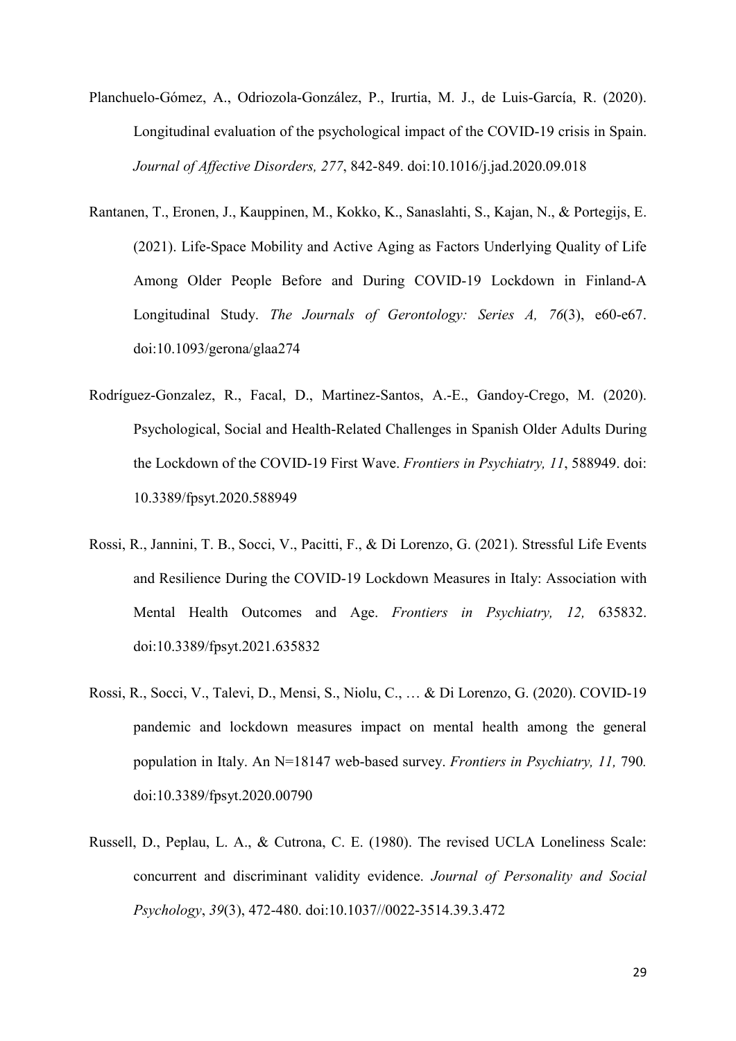Planchuelo-Gómez, A., Odriozola-González, P., Irurtia, M. J., de Luis-García, R. (2020). Longitudinal evaluation of the psychological impact of the COVID-19 crisis in Spain. *Journal of Affective Disorders, 277*, 842-849. doi:10.1016/j.jad.2020.09.018

Rantanen, T., Eronen, J., Kauppinen, M., Kokko, K., Sanaslahti, S., Kajan, N., & Portegijs, E. (2021). Life-Space Mobility and Active Aging as Factors Underlying Quality of Life Among Older People Before and During COVID-19 Lockdown in Finland-A Longitudinal Study. *The Journals of Gerontology: Series A, 76*(3), e60-e67. doi:10.1093/gerona/glaa274

Rodríguez-Gonzalez, R., Facal, D., Martinez-Santos, A.-E., Gandoy-Crego, M. (2020). Psychological, Social and Health-Related Challenges in Spanish Older Adults During the Lockdown of the COVID-19 First Wave. *Frontiers in Psychiatry, 11*, 588949. doi: 10.3389/fpsyt.2020.588949

Rossi, R., Jannini, T. B., Socci, V., Pacitti, F., & Di Lorenzo, G. (2021). Stressful Life Events and Resilience During the COVID-19 Lockdown Measures in Italy: Association with Mental Health Outcomes and Age. *Frontiers in Psychiatry, 12,* 635832. doi:10.3389/fpsyt.2021.635832

Rossi, R., Socci, V., Talevi, D., Mensi, S., Niolu, C., … & Di Lorenzo, G. (2020). COVID-19 pandemic and lockdown measures impact on mental health among the general population in Italy. An N=18147 web-based survey. *Frontiers in Psychiatry, 11,* 790*.* doi:10.3389/fpsyt.2020.00790

Russell, D., Peplau, L. A., & Cutrona, C. E. (1980). The revised UCLA Loneliness Scale: concurrent and discriminant validity evidence. *Journal of Personality and Social Psychology*, *39*(3), 472-480. doi:10.1037//0022-3514.39.3.472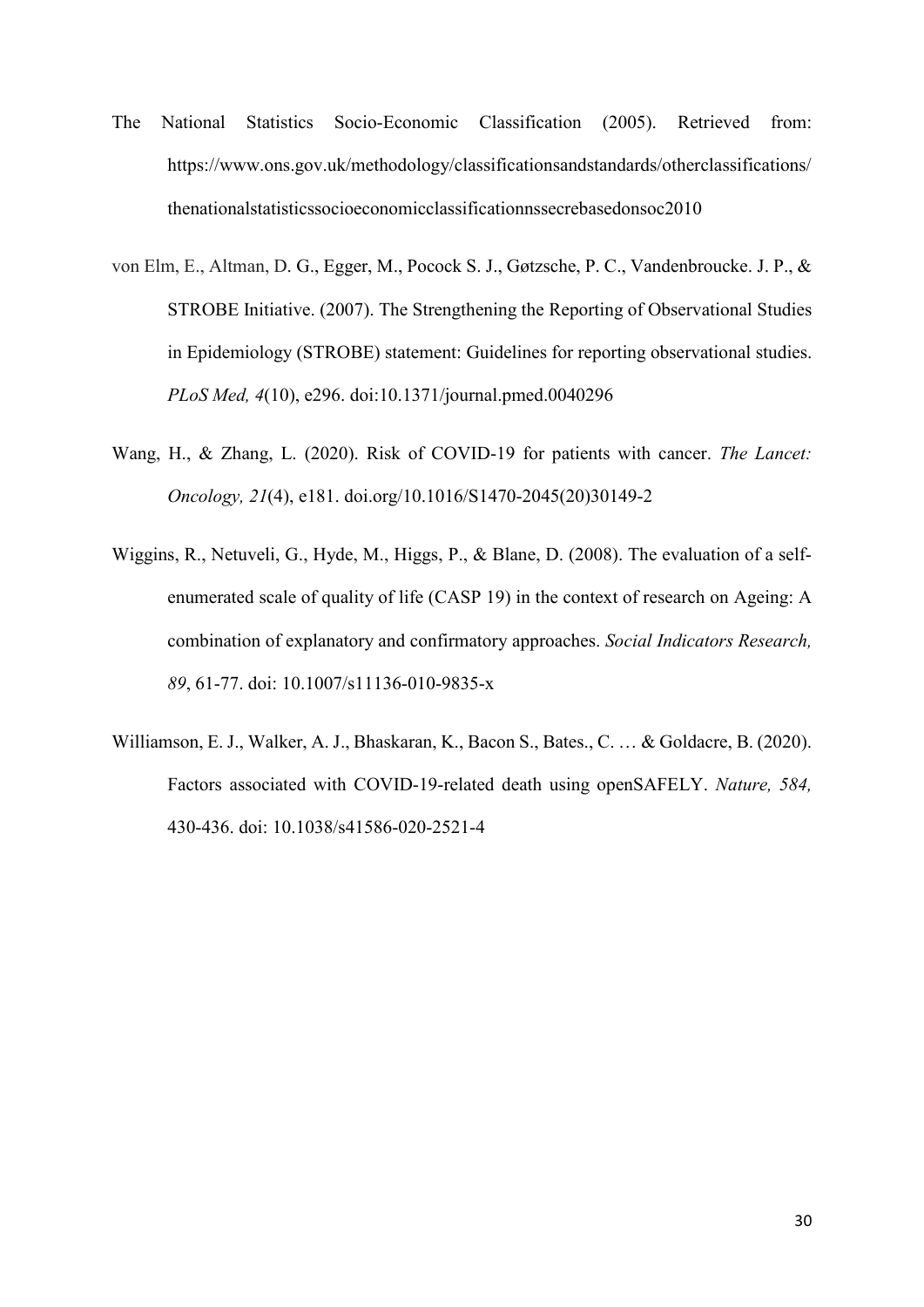The National Statistics Socio-Economic Classification (2005). Retrieved from: https://www.ons.gov.uk/methodology/classificationsandstandards/otherclassifications/thenationalstatisticssocioeconomicclassificationnssecrebasedonsoc2010

von Elm, E., Altman, D. G., Egger, M., Pocock S. J., Gøtzsche, P. C., Vandenbroucke. J. P., & STROBE Initiative. (2007). The Strengthening the Reporting of Observational Studies in Epidemiology (STROBE) statement: Guidelines for reporting observational studies. *PLoS Med, 4*(10), e296. doi:10.1371/journal.pmed.0040296

Wang, H., & Zhang, L. (2020). Risk of COVID-19 for patients with cancer. *The Lancet: Oncology, 21*(4), e181. doi.org/10.1016/S1470-2045(20)30149-2

Wiggins, R., Netuveli, G., Hyde, M., Higgs, P., & Blane, D. (2008). The evaluation of a self-enumerated scale of quality of life (CASP 19) in the context of research on Ageing: A combination of explanatory and confirmatory approaches. *Social Indicators Research, 89*, 61-77. doi: 10.1007/s11136-010-9835-x

Williamson, E. J., Walker, A. J., Bhaskaran, K., Bacon S., Bates., C. … & Goldacre, B. (2020). Factors associated with COVID-19-related death using openSAFELY. *Nature, 584,* 430-436. doi: 10.1038/s41586-020-2521-4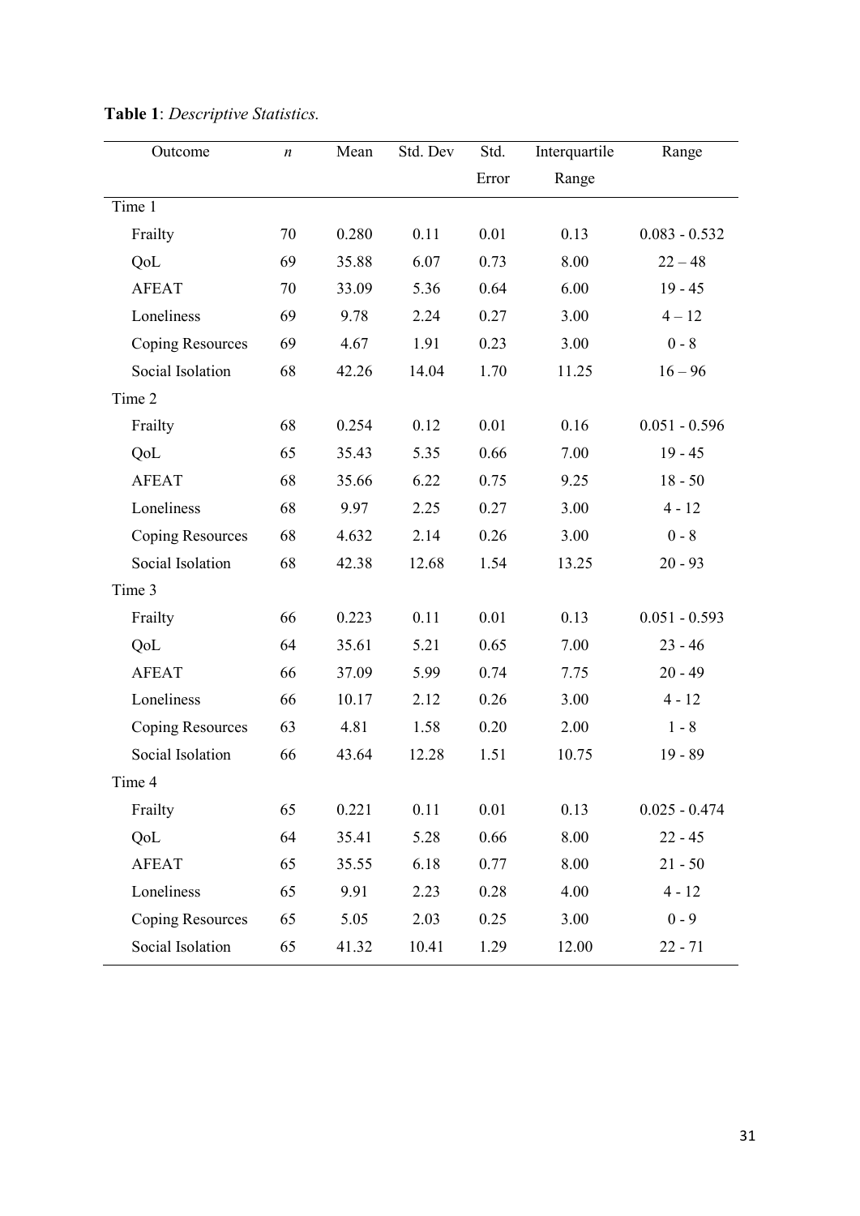**Table 1**: *Descriptive Statistics.*

| Outcome | *n* | Mean | Std. Dev | Std. Error | Interquartile Range | Range |
|---|---|---|---|---|---|---|
| Time 1 | | | | | | |
| Frailty | 70 | 0.280 | 0.11 | 0.01 | 0.13 | 0.083 - 0.532 |
| QoL | 69 | 35.88 | 6.07 | 0.73 | 8.00 | 22 – 48 |
| AFEAT | 70 | 33.09 | 5.36 | 0.64 | 6.00 | 19 - 45 |
| Loneliness | 69 | 9.78 | 2.24 | 0.27 | 3.00 | 4 – 12 |
| Coping Resources | 69 | 4.67 | 1.91 | 0.23 | 3.00 | 0 - 8 |
| Social Isolation | 68 | 42.26 | 14.04 | 1.70 | 11.25 | 16 – 96 |
| Time 2 | | | | | | |
| Frailty | 68 | 0.254 | 0.12 | 0.01 | 0.16 | 0.051 - 0.596 |
| QoL | 65 | 35.43 | 5.35 | 0.66 | 7.00 | 19 - 45 |
| AFEAT | 68 | 35.66 | 6.22 | 0.75 | 9.25 | 18 - 50 |
| Loneliness | 68 | 9.97 | 2.25 | 0.27 | 3.00 | 4 - 12 |
| Coping Resources | 68 | 4.632 | 2.14 | 0.26 | 3.00 | 0 - 8 |
| Social Isolation | 68 | 42.38 | 12.68 | 1.54 | 13.25 | 20 - 93 |
| Time 3 | | | | | | |
| Frailty | 66 | 0.223 | 0.11 | 0.01 | 0.13 | 0.051 - 0.593 |
| QoL | 64 | 35.61 | 5.21 | 0.65 | 7.00 | 23 - 46 |
| AFEAT | 66 | 37.09 | 5.99 | 0.74 | 7.75 | 20 - 49 |
| Loneliness | 66 | 10.17 | 2.12 | 0.26 | 3.00 | 4 - 12 |
| Coping Resources | 63 | 4.81 | 1.58 | 0.20 | 2.00 | 1 - 8 |
| Social Isolation | 66 | 43.64 | 12.28 | 1.51 | 10.75 | 19 - 89 |
| Time 4 | | | | | | |
| Frailty | 65 | 0.221 | 0.11 | 0.01 | 0.13 | 0.025 - 0.474 |
| QoL | 64 | 35.41 | 5.28 | 0.66 | 8.00 | 22 - 45 |
| AFEAT | 65 | 35.55 | 6.18 | 0.77 | 8.00 | 21 - 50 |
| Loneliness | 65 | 9.91 | 2.23 | 0.28 | 4.00 | 4 - 12 |
| Coping Resources | 65 | 5.05 | 2.03 | 0.25 | 3.00 | 0 - 9 |
| Social Isolation | 65 | 41.32 | 10.41 | 1.29 | 12.00 | 22 - 71 |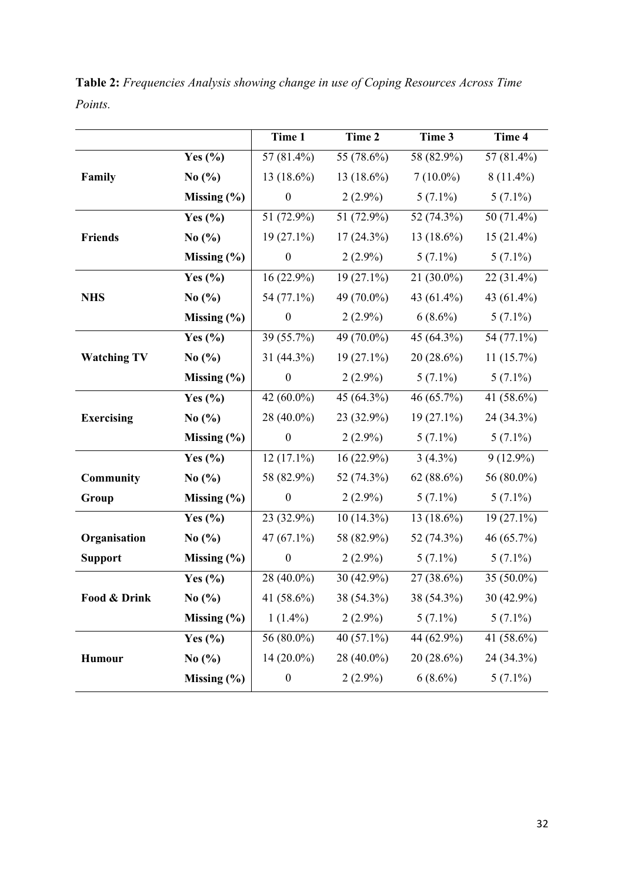**Table 2:** *Frequencies Analysis showing change in use of Coping Resources Across Time Points.*

| | | Time 1 | Time 2 | Time 3 | Time 4 |
|---|---|---|---|---|---|
| **Family** | **Yes (%)** | 57 (81.4%) | 55 (78.6%) | 58 (82.9%) | 57 (81.4%) |
| | **No (%)** | 13 (18.6%) | 13 (18.6%) | 7 (10.0%) | 8 (11.4%) |
| | **Missing (%)** | 0 | 2 (2.9%) | 5 (7.1%) | 5 (7.1%) |
| **Friends** | **Yes (%)** | 51 (72.9%) | 51 (72.9%) | 52 (74.3%) | 50 (71.4%) |
| | **No (%)** | 19 (27.1%) | 17 (24.3%) | 13 (18.6%) | 15 (21.4%) |
| | **Missing (%)** | 0 | 2 (2.9%) | 5 (7.1%) | 5 (7.1%) |
| **NHS** | **Yes (%)** | 16 (22.9%) | 19 (27.1%) | 21 (30.0%) | 22 (31.4%) |
| | **No (%)** | 54 (77.1%) | 49 (70.0%) | 43 (61.4%) | 43 (61.4%) |
| | **Missing (%)** | 0 | 2 (2.9%) | 6 (8.6%) | 5 (7.1%) |
| **Watching TV** | **Yes (%)** | 39 (55.7%) | 49 (70.0%) | 45 (64.3%) | 54 (77.1%) |
| | **No (%)** | 31 (44.3%) | 19 (27.1%) | 20 (28.6%) | 11 (15.7%) |
| | **Missing (%)** | 0 | 2 (2.9%) | 5 (7.1%) | 5 (7.1%) |
| **Exercising** | **Yes (%)** | 42 (60.0%) | 45 (64.3%) | 46 (65.7%) | 41 (58.6%) |
| | **No (%)** | 28 (40.0%) | 23 (32.9%) | 19 (27.1%) | 24 (34.3%) |
| | **Missing (%)** | 0 | 2 (2.9%) | 5 (7.1%) | 5 (7.1%) |
| **Community Group** | **Yes (%)** | 12 (17.1%) | 16 (22.9%) | 3 (4.3%) | 9 (12.9%) |
| | **No (%)** | 58 (82.9%) | 52 (74.3%) | 62 (88.6%) | 56 (80.0%) |
| | **Missing (%)** | 0 | 2 (2.9%) | 5 (7.1%) | 5 (7.1%) |
| **Organisation Support** | **Yes (%)** | 23 (32.9%) | 10 (14.3%) | 13 (18.6%) | 19 (27.1%) |
| | **No (%)** | 47 (67.1%) | 58 (82.9%) | 52 (74.3%) | 46 (65.7%) |
| | **Missing (%)** | 0 | 2 (2.9%) | 5 (7.1%) | 5 (7.1%) |
| **Food & Drink** | **Yes (%)** | 28 (40.0%) | 30 (42.9%) | 27 (38.6%) | 35 (50.0%) |
| | **No (%)** | 41 (58.6%) | 38 (54.3%) | 38 (54.3%) | 30 (42.9%) |
| | **Missing (%)** | 1 (1.4%) | 2 (2.9%) | 5 (7.1%) | 5 (7.1%) |
| **Humour** | **Yes (%)** | 56 (80.0%) | 40 (57.1%) | 44 (62.9%) | 41 (58.6%) |
| | **No (%)** | 14 (20.0%) | 28 (40.0%) | 20 (28.6%) | 24 (34.3%) |
| | **Missing (%)** | 0 | 2 (2.9%) | 6 (8.6%) | 5 (7.1%) |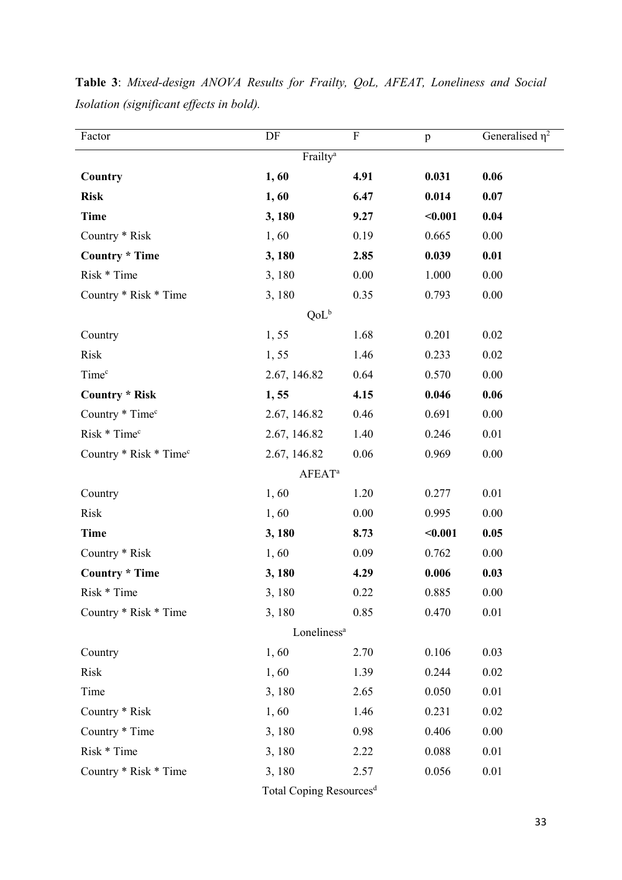**Table 3**: *Mixed-design ANOVA Results for Frailty, QoL, AFEAT, Loneliness and Social Isolation (significant effects in bold).*

| Factor | DF | F | p | Generalised $\eta^2$ |
|---|---|---|---|---|
| | Frailty[a] | | | |
| **Country** | **1, 60** | **4.91** | **0.031** | **0.06** |
| **Risk** | **1, 60** | **6.47** | **0.014** | **0.07** |
| **Time** | **3, 180** | **9.27** | **<0.001** | **0.04** |
| Country * Risk | 1, 60 | 0.19 | 0.665 | 0.00 |
| **Country * Time** | **3, 180** | **2.85** | **0.039** | **0.01** |
| Risk * Time | 3, 180 | 0.00 | 1.000 | 0.00 |
| Country * Risk * Time | 3, 180 | 0.35 | 0.793 | 0.00 |
| | QoL[b] | | | |
| Country | 1, 55 | 1.68 | 0.201 | 0.02 |
| Risk | 1, 55 | 1.46 | 0.233 | 0.02 |
| Time[c] | 2.67, 146.82 | 0.64 | 0.570 | 0.00 |
| **Country * Risk** | **1, 55** | **4.15** | **0.046** | **0.06** |
| Country * Time[c] | 2.67, 146.82 | 0.46 | 0.691 | 0.00 |
| Risk * Time[c] | 2.67, 146.82 | 1.40 | 0.246 | 0.01 |
| Country * Risk * Time[c] | 2.67, 146.82 | 0.06 | 0.969 | 0.00 |
| | AFEAT[a] | | | |
| Country | 1, 60 | 1.20 | 0.277 | 0.01 |
| Risk | 1, 60 | 0.00 | 0.995 | 0.00 |
| **Time** | **3, 180** | **8.73** | **<0.001** | **0.05** |
| Country * Risk | 1, 60 | 0.09 | 0.762 | 0.00 |
| **Country * Time** | **3, 180** | **4.29** | **0.006** | **0.03** |
| Risk * Time | 3, 180 | 0.22 | 0.885 | 0.00 |
| Country * Risk * Time | 3, 180 | 0.85 | 0.470 | 0.01 |
| | Loneliness[a] | | | |
| Country | 1, 60 | 2.70 | 0.106 | 0.03 |
| Risk | 1, 60 | 1.39 | 0.244 | 0.02 |
| Time | 3, 180 | 2.65 | 0.050 | 0.01 |
| Country * Risk | 1, 60 | 1.46 | 0.231 | 0.02 |
| Country * Time | 3, 180 | 0.98 | 0.406 | 0.00 |
| Risk * Time | 3, 180 | 2.22 | 0.088 | 0.01 |
| Country * Risk * Time | 3, 180 | 2.57 | 0.056 | 0.01 |
| | Total Coping Resources[d] | | | |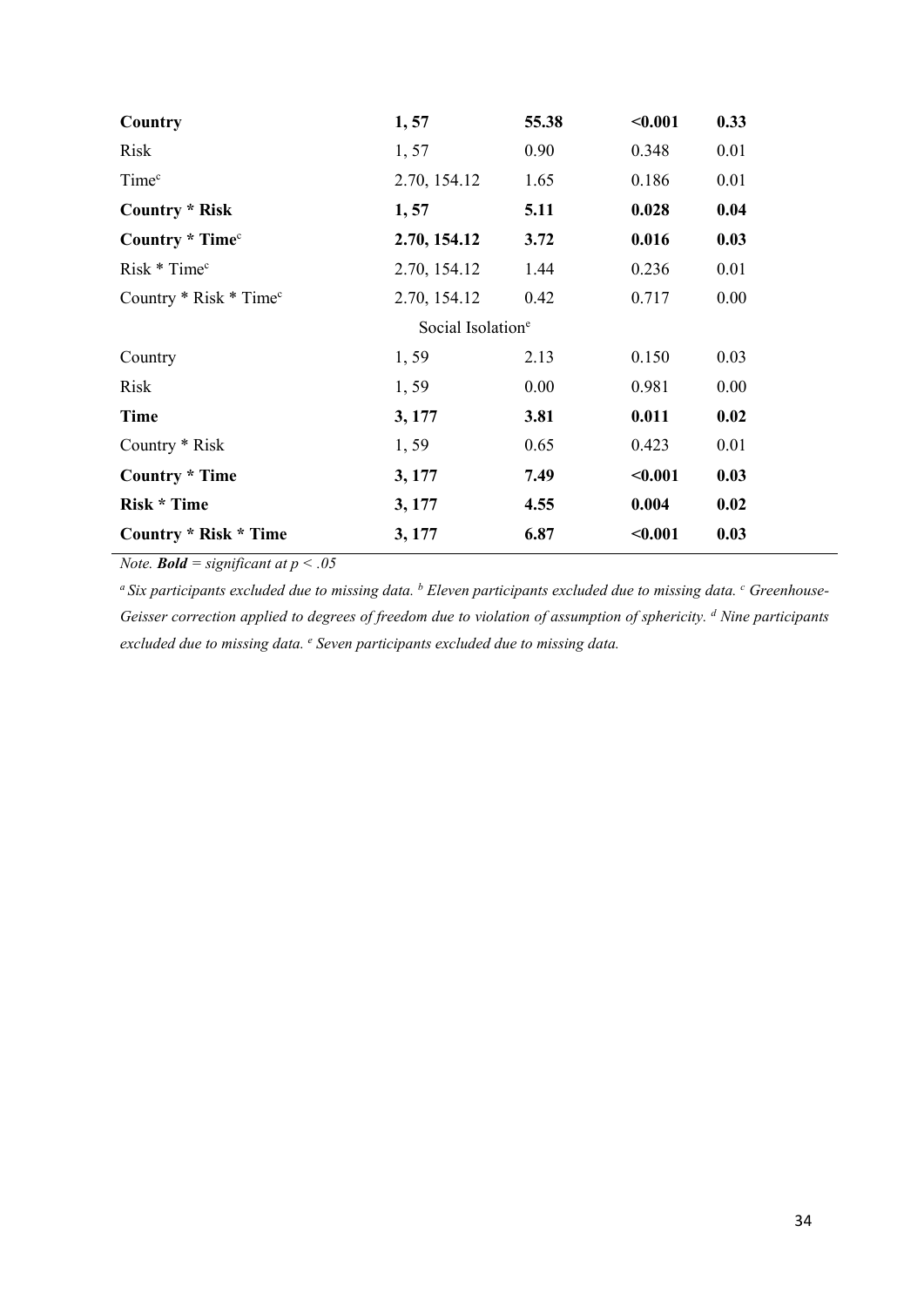| | | | | |
|---|---|---|---|---|
| **Country** | **1, 57** | **55.38** | **<0.001** | **0.33** |
| Risk | 1, 57 | 0.90 | 0.348 | 0.01 |
| Time[c] | 2.70, 154.12 | 1.65 | 0.186 | 0.01 |
| **Country * Risk** | **1, 57** | **5.11** | **0.028** | **0.04** |
| **Country * Time[c]** | **2.70, 154.12** | **3.72** | **0.016** | **0.03** |
| Risk * Time[c] | 2.70, 154.12 | 1.44 | 0.236 | 0.01 |
| Country * Risk * Time[c] | 2.70, 154.12 | 0.42 | 0.717 | 0.00 |
| | Social Isolation[e] | | | |
| Country | 1, 59 | 2.13 | 0.150 | 0.03 |
| Risk | 1, 59 | 0.00 | 0.981 | 0.00 |
| **Time** | **3, 177** | **3.81** | **0.011** | **0.02** |
| Country * Risk | 1, 59 | 0.65 | 0.423 | 0.01 |
| **Country * Time** | **3, 177** | **7.49** | **<0.001** | **0.03** |
| **Risk * Time** | **3, 177** | **4.55** | **0.004** | **0.02** |
| **Country * Risk * Time** | **3, 177** | **6.87** | **<0.001** | **0.03** |

*Note.* ***Bold*** *= significant at $p < .05$*

*[a] Six participants excluded due to missing data. [b] Eleven participants excluded due to missing data. [c] Greenhouse-Geisser correction applied to degrees of freedom due to violation of assumption of sphericity. [d] Nine participants excluded due to missing data. [e] Seven participants excluded due to missing data.*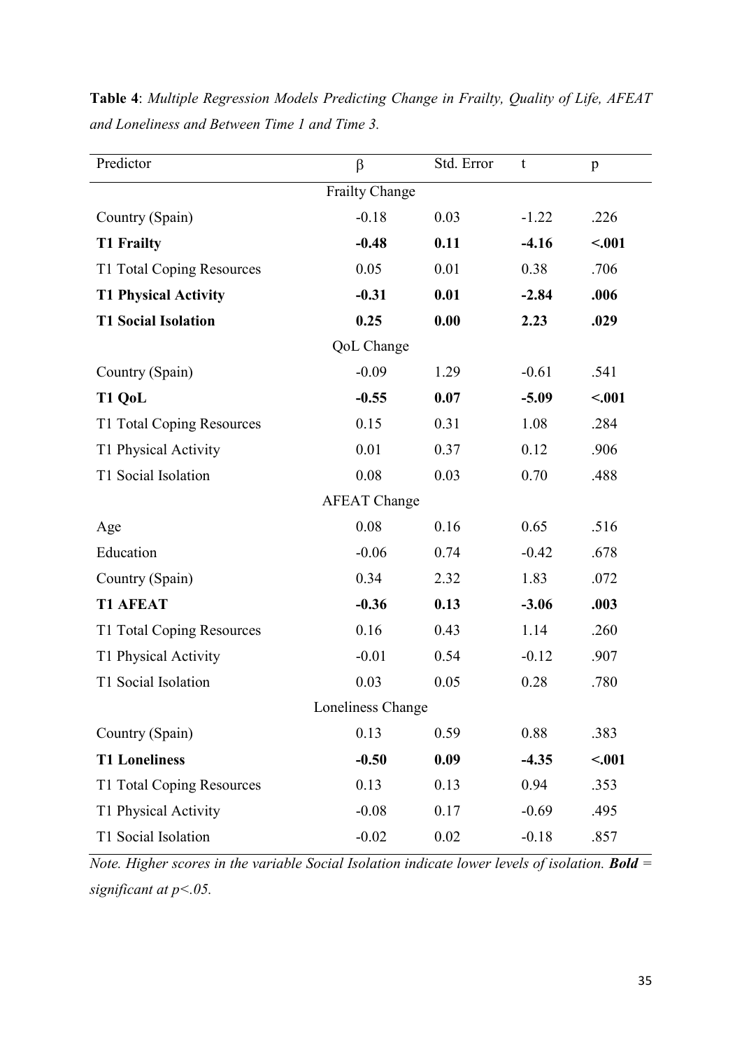**Table 4**: *Multiple Regression Models Predicting Change in Frailty, Quality of Life, AFEAT and Loneliness and Between Time 1 and Time 3.*

| Predictor | β | Std. Error | t | p |
|---|---|---|---|---|
| | Frailty Change | | | |
| Country (Spain) | -0.18 | 0.03 | -1.22 | .226 |
| **T1 Frailty** | **-0.48** | **0.11** | **-4.16** | **<.001** |
| T1 Total Coping Resources | 0.05 | 0.01 | 0.38 | .706 |
| **T1 Physical Activity** | **-0.31** | **0.01** | **-2.84** | **.006** |
| **T1 Social Isolation** | **0.25** | **0.00** | **2.23** | **.029** |
| | QoL Change | | | |
| Country (Spain) | -0.09 | 1.29 | -0.61 | .541 |
| **T1 QoL** | **-0.55** | **0.07** | **-5.09** | **<.001** |
| T1 Total Coping Resources | 0.15 | 0.31 | 1.08 | .284 |
| T1 Physical Activity | 0.01 | 0.37 | 0.12 | .906 |
| T1 Social Isolation | 0.08 | 0.03 | 0.70 | .488 |
| | AFEAT Change | | | |
| Age | 0.08 | 0.16 | 0.65 | .516 |
| Education | -0.06 | 0.74 | -0.42 | .678 |
| Country (Spain) | 0.34 | 2.32 | 1.83 | .072 |
| **T1 AFEAT** | **-0.36** | **0.13** | **-3.06** | **.003** |
| T1 Total Coping Resources | 0.16 | 0.43 | 1.14 | .260 |
| T1 Physical Activity | -0.01 | 0.54 | -0.12 | .907 |
| T1 Social Isolation | 0.03 | 0.05 | 0.28 | .780 |
| | Loneliness Change | | | |
| Country (Spain) | 0.13 | 0.59 | 0.88 | .383 |
| **T1 Loneliness** | **-0.50** | **0.09** | **-4.35** | **<.001** |
| T1 Total Coping Resources | 0.13 | 0.13 | 0.94 | .353 |
| T1 Physical Activity | -0.08 | 0.17 | -0.69 | .495 |
| T1 Social Isolation | -0.02 | 0.02 | -0.18 | .857 |

*Note. Higher scores in the variable Social Isolation indicate lower levels of isolation.* ***Bold*** *= significant at $p<.05$.*